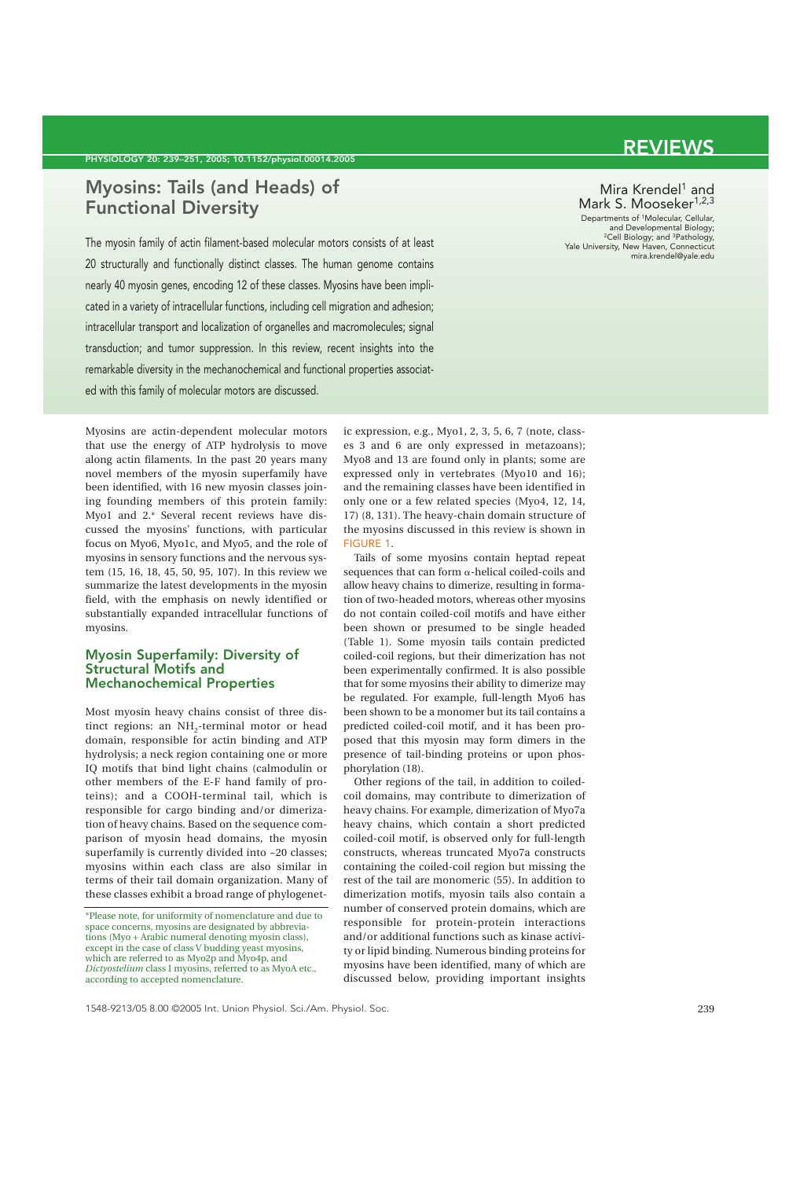# Myosins: Tails (and Heads) of Functional Diversity

Mira Krendel[1] and Mark S. Mooseker[1,2,3]

Departments of [1]Molecular, Cellular, and Developmental Biology; [2]Cell Biology; and [3]Pathology, Yale University, New Haven, Connecticut
mira.krendel@yale.edu

The myosin family of actin filament-based molecular motors consists of at least 20 structurally and functionally distinct classes. The human genome contains nearly 40 myosin genes, encoding 12 of these classes. Myosins have been implicated in a variety of intracellular functions, including cell migration and adhesion; intracellular transport and localization of organelles and macromolecules; signal transduction; and tumor suppression. In this review, recent insights into the remarkable diversity in the mechanochemical and functional properties associated with this family of molecular motors are discussed.

Myosins are actin-dependent molecular motors that use the energy of ATP hydrolysis to move along actin filaments. In the past 20 years many novel members of the myosin superfamily have been identified, with 16 new myosin classes joining founding members of this protein family: Myo1 and 2.* Several recent reviews have discussed the myosins' functions, with particular focus on Myo6, Myo1c, and Myo5, and the role of myosins in sensory functions and the nervous system (15, 16, 18, 45, 50, 95, 107). In this review we summarize the latest developments in the myosin field, with the emphasis on newly identified or substantially expanded intracellular functions of myosins.

## Myosin Superfamily: Diversity of Structural Motifs and Mechanochemical Properties

Most myosin heavy chains consist of three distinct regions: an $NH_2$-terminal motor or head domain, responsible for actin binding and ATP hydrolysis; a neck region containing one or more IQ motifs that bind light chains (calmodulin or other members of the E-F hand family of proteins); and a COOH-terminal tail, which is responsible for cargo binding and/or dimerization of heavy chains. Based on the sequence comparison of myosin head domains, the myosin superfamily is currently divided into ~20 classes; myosins within each class are also similar in terms of their tail domain organization. Many of these classes exhibit a broad range of phylogenetic expression, e.g., Myo1, 2, 3, 5, 6, 7 (note, classes 3 and 6 are only expressed in metazoans); Myo8 and 13 are found only in plants; some are expressed only in vertebrates (Myo10 and 16); and the remaining classes have been identified in only one or a few related species (Myo4, 12, 14, 17) (8, 131). The heavy-chain domain structure of the myosins discussed in this review is shown in FIGURE 1.

Tails of some myosins contain heptad repeat sequences that can form α-helical coiled-coils and allow heavy chains to dimerize, resulting in formation of two-headed motors, whereas other myosins do not contain coiled-coil motifs and have either been shown or presumed to be single headed (Table 1). Some myosin tails contain predicted coiled-coil regions, but their dimerization has not been experimentally confirmed. It is also possible that for some myosins their ability to dimerize may be regulated. For example, full-length Myo6 has been shown to be a monomer but its tail contains a predicted coiled-coil motif, and it has been proposed that this myosin may form dimers in the presence of tail-binding proteins or upon phosphorylation (18).

Other regions of the tail, in addition to coiled-coil domains, may contribute to dimerization of heavy chains. For example, dimerization of Myo7a heavy chains, which contain a short predicted coiled-coil motif, is observed only for full-length constructs, whereas truncated Myo7a constructs containing the coiled-coil region but missing the rest of the tail are monomeric (55). In addition to dimerization motifs, myosin tails also contain a number of conserved protein domains, which are responsible for protein-protein interactions and/or additional functions such as kinase activity or lipid binding. Numerous binding proteins for myosins have been identified, many of which are discussed below, providing important insights

*Please note, for uniformity of nomenclature and due to space concerns, myosins are designated by abbreviations (Myo + Arabic numeral denoting myosin class), except in the case of class V budding yeast myosins, which are referred to as Myo2p and Myo4p, and *Dictyostelium* class I myosins, referred to as MyoA etc., according to accepted nomenclature.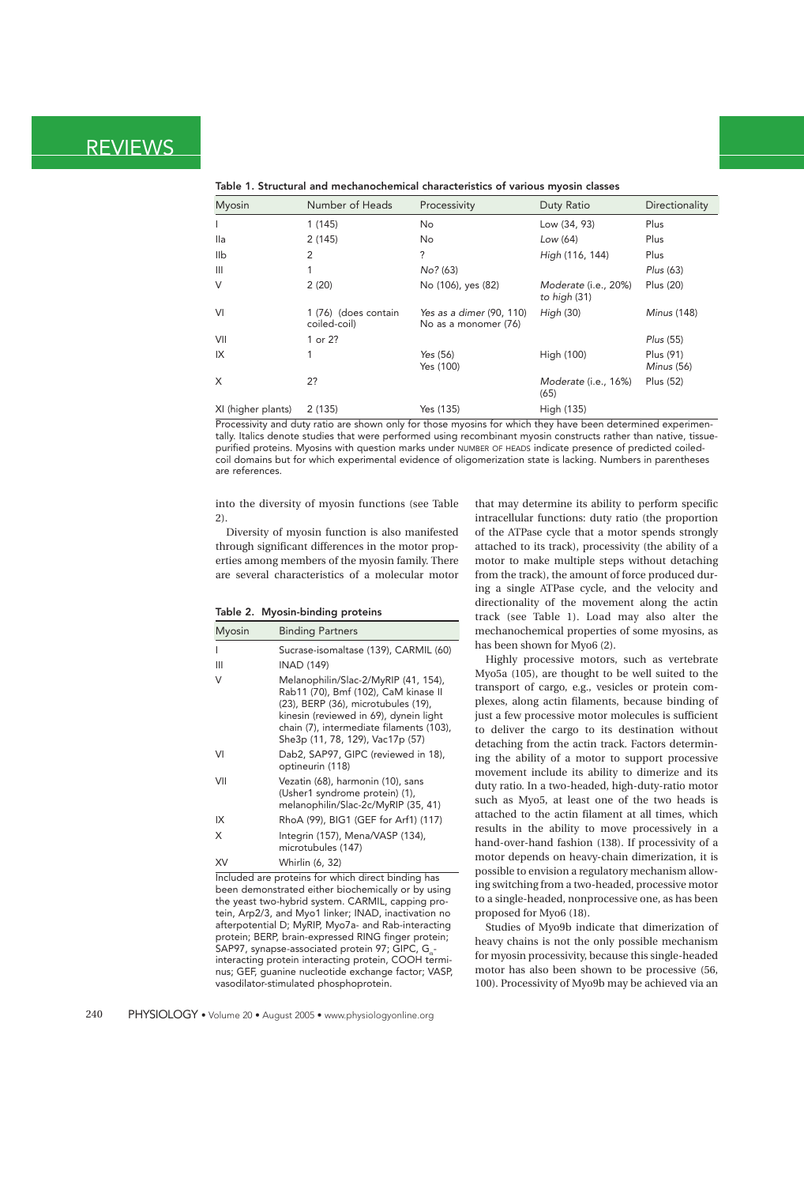**Table 1. Structural and mechanochemical characteristics of various myosin classes**

| Myosin | Number of Heads | Processivity | Duty Ratio | Directionality |
|---|---|---|---|---|
| I | 1 (145) | No | Low (34, 93) | Plus |
| IIa | 2 (145) | No | *Low* (64) | Plus |
| IIb | 2 | ? | *High* (116, 144) | Plus |
| III | 1 | *No?* (63) | | *Plus* (63) |
| V | 2 (20) | No (106), yes (82) | *Moderate* (i.e., 20%) *to high* (31) | Plus (20) |
| VI | 1 (76) (does contain coiled-coil) | *Yes as a dimer* (90, 110) *No as a monomer* (76) | *High* (30) | *Minus* (148) |
| VII | 1 or 2? | | | *Plus* (55) |
| IX | 1 | Yes (56) Yes (100) | High (100) | Plus (91) *Minus* (56) |
| X | 2? | | *Moderate* (i.e., 16%) (65) | Plus (52) |
| XI (higher plants) | 2 (135) | Yes (135) | High (135) | |

Processivity and duty ratio are shown only for those myosins for which they have been determined experimentally. Italics denote studies that were performed using recombinant myosin constructs rather than native, tissue-purified proteins. Myosins with question marks under NUMBER OF HEADS indicate presence of predicted coiled-coil domains but for which experimental evidence of oligomerization state is lacking. Numbers in parentheses are references.

into the diversity of myosin functions (see Table 2).

Diversity of myosin function is also manifested through significant differences in the motor properties among members of the myosin family. There are several characteristics of a molecular motor that may determine its ability to perform specific intracellular functions: duty ratio (the proportion of the ATPase cycle that a motor spends strongly attached to its track), processivity (the ability of a motor to make multiple steps without detaching from the track), the amount of force produced during a single ATPase cycle, and the velocity and directionality of the movement along the actin track (see Table 1). Load may also alter the mechanochemical properties of some myosins, as has been shown for Myo6 (2).

Highly processive motors, such as vertebrate Myo5a (105), are thought to be well suited to the transport of cargo, e.g., vesicles or protein complexes, along actin filaments, because binding of just a few processive motor molecules is sufficient to deliver the cargo to its destination without detaching from the actin track. Factors determining the ability of a motor to support processive movement include its ability to dimerize and its duty ratio. In a two-headed, high-duty-ratio motor such as Myo5, at least one of the two heads is attached to the actin filament at all times, which results in the ability to move processively in a hand-over-hand fashion (138). If processivity of a motor depends on heavy-chain dimerization, it is possible to envision a regulatory mechanism allowing switching from a two-headed, processive motor to a single-headed, nonprocessive one, as has been proposed for Myo6 (18).

Studies of Myo9b indicate that dimerization of heavy chains is not the only possible mechanism for myosin processivity, because this single-headed motor has also been shown to be processive (56, 100). Processivity of Myo9b may be achieved via an

**Table 2. Myosin-binding proteins**

| Myosin | Binding Partners |
|---|---|
| I | Sucrase-isomaltase (139), CARMIL (60) |
| III | INAD (149) |
| V | Melanophilin/Slac-2/MyRIP (41, 154), Rab11 (70), Bmf (102), CaM kinase II (23), BERP (36), microtubules (19), kinesin (reviewed in 69), dynein light chain (7), intermediate filaments (103), She3p (11, 78, 129), Vac17p (57) |
| VI | Dab2, SAP97, GIPC (reviewed in 18), optineurin (118) |
| VII | Vezatin (68), harmonin (10), sans (Usher1 syndrome protein) (1), melanophilin/Slac-2c/MyRIP (35, 41) |
| IX | RhoA (99), BIG1 (GEF for Arf1) (117) |
| X | Integrin (157), Mena/VASP (134), microtubules (147) |
| XV | Whirlin (6, 32) |

Included are proteins for which direct binding has been demonstrated either biochemically or by using the yeast two-hybrid system. CARMIL, capping protein, Arp2/3, and Myo1 linker; INAD, inactivation no afterpotential D; MyRIP, Myo7a- and Rab-interacting protein; BERP, brain-expressed RING finger protein; SAP97, synapse-associated protein 97; GIPC, $G_{\alpha}$-interacting protein interacting protein, COOH terminus; GEF, guanine nucleotide exchange factor; VASP, vasodilator-stimulated phosphoprotein.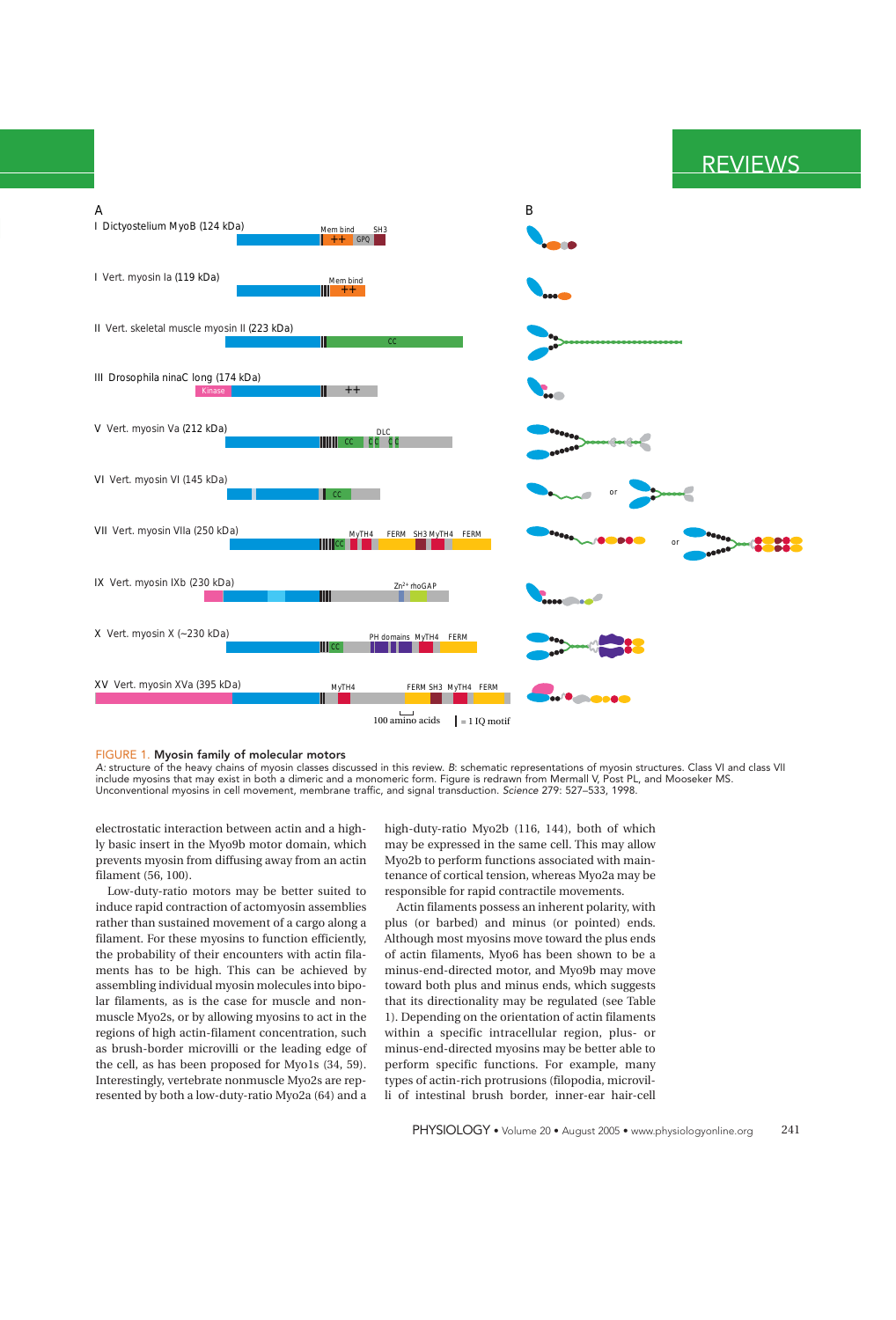FIGURE 1. **Myosin family of molecular motors**

*A*: structure of the heavy chains of myosin classes discussed in this review. *B*: schematic representations of myosin structures. Class VI and class VII include myosins that may exist in both a dimeric and a monomeric form. Figure is redrawn from Mermall V, Post PL, and Mooseker MS. Unconventional myosins in cell movement, membrane traffic, and signal transduction. *Science* 279: 527–533, 1998.

electrostatic interaction between actin and a highly basic insert in the Myo9b motor domain, which prevents myosin from diffusing away from an actin filament (56, 100).

Low-duty-ratio motors may be better suited to induce rapid contraction of actomyosin assemblies rather than sustained movement of a cargo along a filament. For these myosins to function efficiently, the probability of their encounters with actin filaments has to be high. This can be achieved by assembling individual myosin molecules into bipolar filaments, as is the case for muscle and nonmuscle Myo2s, or by allowing myosins to act in the regions of high actin-filament concentration, such as brush-border microvilli or the leading edge of the cell, as has been proposed for Myo1s (34, 59). Interestingly, vertebrate nonmuscle Myo2s are represented by both a low-duty-ratio Myo2a (64) and a high-duty-ratio Myo2b (116, 144), both of which may be expressed in the same cell. This may allow Myo2b to perform functions associated with maintenance of cortical tension, whereas Myo2a may be responsible for rapid contractile movements.

Actin filaments possess an inherent polarity, with plus (or barbed) and minus (or pointed) ends. Although most myosins move toward the plus ends of actin filaments, Myo6 has been shown to be a minus-end-directed motor, and Myo9b may move toward both plus and minus ends, which suggests that its directionality may be regulated (see Table 1). Depending on the orientation of actin filaments within a specific intracellular region, plus- or minus-end-directed myosins may be better able to perform specific functions. For example, many types of actin-rich protrusions (filopodia, microvilli of intestinal brush border, inner-ear hair-cell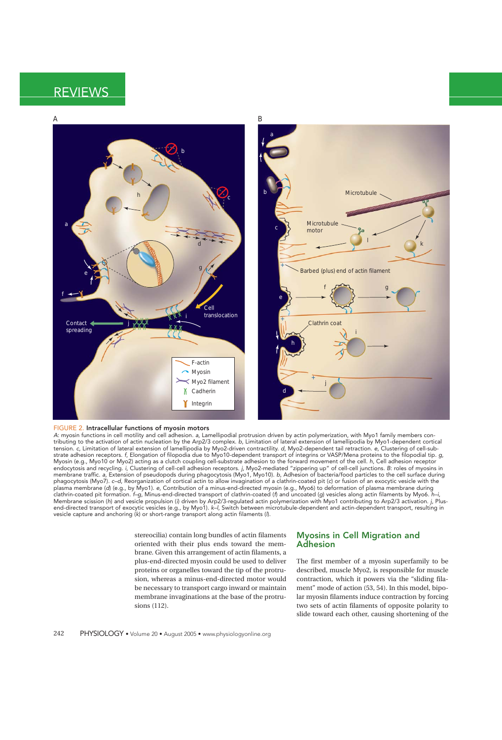FIGURE 2. **Intracellular functions of myosin motors**

*A*: myosin functions in cell motility and cell adhesion. *a*, Lamellipodial protrusion driven by actin polymerization, with Myo1 family members contributing to the activation of actin nucleation by the Arp2/3 complex. *b*, Limitation of lateral extension of lamellipodia by Myo1-dependent cortical tension. *c*, Limitation of lateral extension of lamellipodia by Myo2-driven contractility. *d*, Myo2-dependent tail retraction. *e*, Clustering of cell-substrate adhesion receptors. *f*, Elongation of filopodia due to Myo10-dependent transport of integrins or VASP/Mena proteins to the filopodial tip. *g*, Myosin (e.g., Myo10 or Myo2) acting as a clutch coupling cell-substrate adhesion to the forward movement of the cell. *h*, Cell adhesion receptor endocytosis and recycling. *i*, Clustering of cell-cell adhesion receptors. *j*, Myo2-mediated "zippering up" of cell-cell junctions. *B*: roles of myosins in membrane traffic. *a*, Extension of pseudopods during phagocytosis (Myo1, Myo10). *b*, Adhesion of bacteria/food particles to the cell surface during phagocytosis (Myo7). *c–d*, Reorganization of cortical actin to allow invagination of a clathrin-coated pit (*c*) or fusion of an exocytic vesicle with the plasma membrane (*d*) (e.g., by Myo1). *e*, Contribution of a minus-end-directed myosin (e.g., Myo6) to deformation of plasma membrane during clathrin-coated pit formation. *f–g*, Minus-end-directed transport of clathrin-coated (*f*) and uncoated (*g*) vesicles along actin filaments by Myo6. *h–i*, Membrane scission (*h*) and vesicle propulsion (*i*) driven by Arp2/3-regulated actin polymerization with Myo1 contributing to Arp2/3 activation. *j*, Plus-end-directed transport of exocytic vesicles (e.g., by Myo1). *k–l*, Switch between microtubule-dependent and actin-dependent transport, resulting in vesicle capture and anchoring (*k*) or short-range transport along actin filaments (*l*).

stereocilia) contain long bundles of actin filaments oriented with their plus ends toward the membrane. Given this arrangement of actin filaments, a plus-end-directed myosin could be used to deliver proteins or organelles toward the tip of the protrusion, whereas a minus-end-directed motor would be necessary to transport cargo inward or maintain membrane invaginations at the base of the protrusions (112).

## Myosins in Cell Migration and Adhesion

The first member of a myosin superfamily to be described, muscle Myo2, is responsible for muscle contraction, which it powers via the "sliding filament" mode of action (53, 54). In this model, bipolar myosin filaments induce contraction by forcing two sets of actin filaments of opposite polarity to slide toward each other, causing shortening of the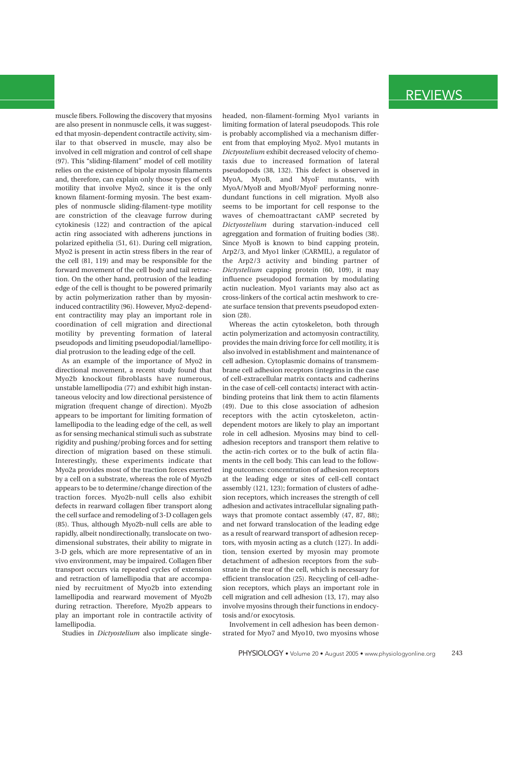muscle fibers. Following the discovery that myosins are also present in nonmuscle cells, it was suggested that myosin-dependent contractile activity, similar to that observed in muscle, may also be involved in cell migration and control of cell shape (97). This "sliding-filament" model of cell motility relies on the existence of bipolar myosin filaments and, therefore, can explain only those types of cell motility that involve Myo2, since it is the only known filament-forming myosin. The best examples of nonmuscle sliding-filament-type motility are constriction of the cleavage furrow during cytokinesis (122) and contraction of the apical actin ring associated with adherens junctions in polarized epithelia (51, 61). During cell migration, Myo2 is present in actin stress fibers in the rear of the cell (81, 119) and may be responsible for the forward movement of the cell body and tail retraction. On the other hand, protrusion of the leading edge of the cell is thought to be powered primarily by actin polymerization rather than by myosin-induced contractility (96). However, Myo2-dependent contractility may play an important role in coordination of cell migration and directional motility by preventing formation of lateral pseudopods and limiting pseudopodial/lamellipodial protrusion to the leading edge of the cell.

As an example of the importance of Myo2 in directional movement, a recent study found that Myo2b knockout fibroblasts have numerous, unstable lamellipodia (77) and exhibit high instantaneous velocity and low directional persistence of migration (frequent change of direction). Myo2b appears to be important for limiting formation of lamellipodia to the leading edge of the cell, as well as for sensing mechanical stimuli such as substrate rigidity and pushing/probing forces and for setting direction of migration based on these stimuli. Interestingly, these experiments indicate that Myo2a provides most of the traction forces exerted by a cell on a substrate, whereas the role of Myo2b appears to be to determine/change direction of the traction forces. Myo2b-null cells also exhibit defects in rearward collagen fiber transport along the cell surface and remodeling of 3-D collagen gels (85). Thus, although Myo2b-null cells are able to rapidly, albeit nondirectionally, translocate on two-dimensional substrates, their ability to migrate in 3-D gels, which are more representative of an in vivo environment, may be impaired. Collagen fiber transport occurs via repeated cycles of extension and retraction of lamellipodia that are accompanied by recruitment of Myo2b into extending lamellipodia and rearward movement of Myo2b during retraction. Therefore, Myo2b appears to play an important role in contractile activity of lamellipodia.

Studies in *Dictyostelium* also implicate single-headed, non-filament-forming Myo1 variants in limiting formation of lateral pseudopods. This role is probably accomplished via a mechanism different from that employing Myo2. Myo1 mutants in *Dictyostelium* exhibit decreased velocity of chemotaxis due to increased formation of lateral pseudopods (38, 132). This defect is observed in MyoA, MyoB, and MyoF mutants, with MyoA/MyoB and MyoB/MyoF performing nonredundant functions in cell migration. MyoB also seems to be important for cell response to the waves of chemoattractant cAMP secreted by *Dictyostelium* during starvation-induced cell agreggation and formation of fruiting bodies (38). Since MyoB is known to bind capping protein, Arp2/3, and Myo1 linker (CARMIL), a regulator of the Arp2/3 activity and binding partner of *Dictystelium* capping protein (60, 109), it may influence pseudopod formation by modulating actin nucleation. Myo1 variants may also act as cross-linkers of the cortical actin meshwork to create surface tension that prevents pseudopod extension (28).

Whereas the actin cytoskeleton, both through actin polymerization and actomyosin contractility, provides the main driving force for cell motility, it is also involved in establishment and maintenance of cell adhesion. Cytoplasmic domains of transmembrane cell adhesion receptors (integrins in the case of cell-extracellular matrix contacts and cadherins in the case of cell-cell contacts) interact with actin-binding proteins that link them to actin filaments (49). Due to this close association of adhesion receptors with the actin cytoskeleton, actin-dependent motors are likely to play an important role in cell adhesion. Myosins may bind to cell-adhesion receptors and transport them relative to the actin-rich cortex or to the bulk of actin filaments in the cell body. This can lead to the following outcomes: concentration of adhesion receptors at the leading edge or sites of cell-cell contact assembly (121, 123); formation of clusters of adhesion receptors, which increases the strength of cell adhesion and activates intracellular signaling pathways that promote contact assembly (47, 87, 88); and net forward translocation of the leading edge as a result of rearward transport of adhesion receptors, with myosin acting as a clutch (127). In addition, tension exerted by myosin may promote detachment of adhesion receptors from the substrate in the rear of the cell, which is necessary for efficient translocation (25). Recycling of cell-adhesion receptors, which plays an important role in cell migration and cell adhesion (13, 17), may also involve myosins through their functions in endocytosis and/or exocytosis.

Involvement in cell adhesion has been demonstrated for Myo7 and Myo10, two myosins whose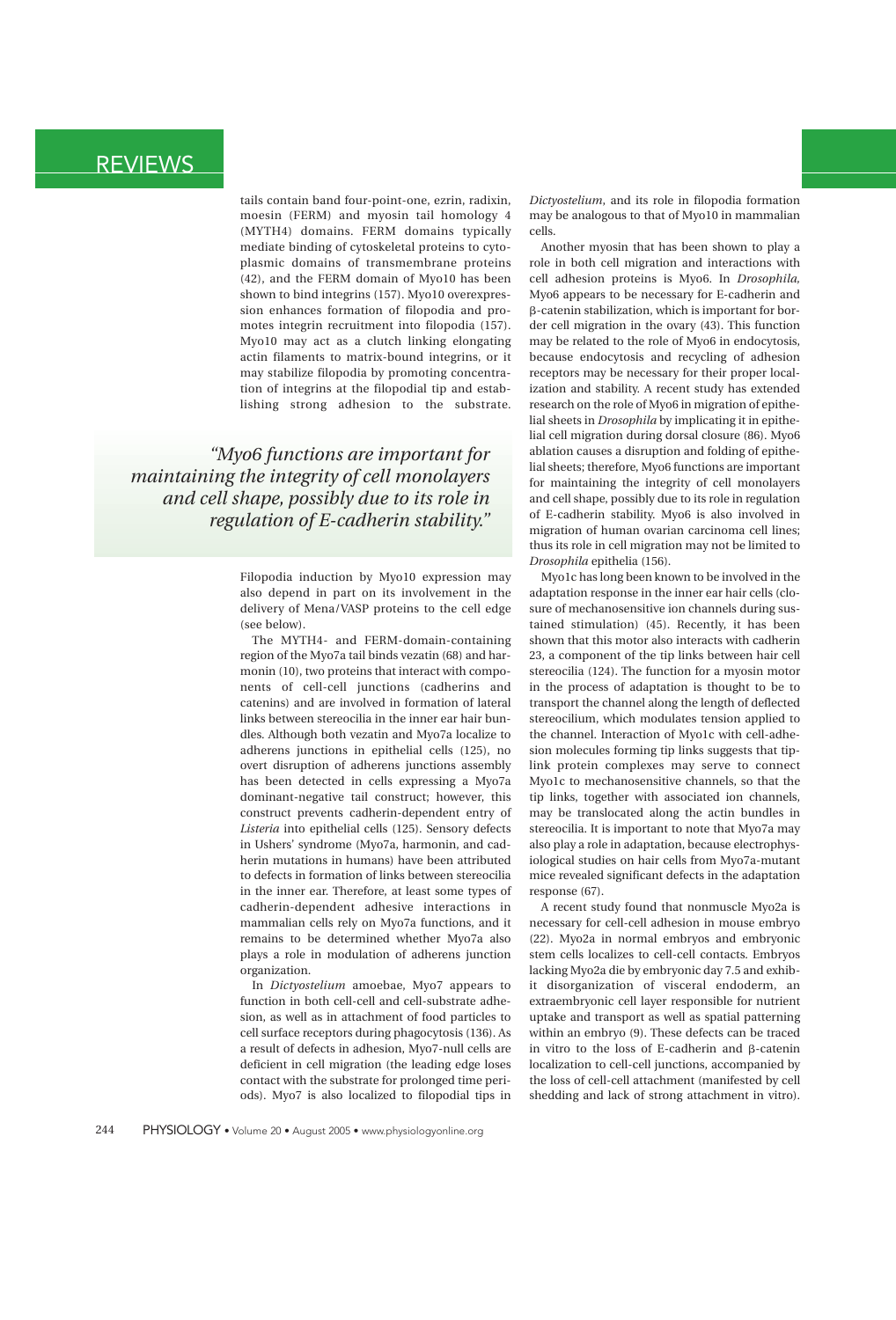tails contain band four-point-one, ezrin, radixin, moesin (FERM) and myosin tail homology 4 (MYTH4) domains. FERM domains typically mediate binding of cytoskeletal proteins to cytoplasmic domains of transmembrane proteins (42), and the FERM domain of Myo10 has been shown to bind integrins (157). Myo10 overexpression enhances formation of filopodia and promotes integrin recruitment into filopodia (157). Myo10 may act as a clutch linking elongating actin filaments to matrix-bound integrins, or it may stabilize filopodia by promoting concentration of integrins at the filopodial tip and establishing strong adhesion to the substrate.

> *"Myo6 functions are important for maintaining the integrity of cell monolayers and cell shape, possibly due to its role in regulation of E-cadherin stability."*

Filopodia induction by Myo10 expression may also depend in part on its involvement in the delivery of Mena/VASP proteins to the cell edge (see below).

The MYTH4- and FERM-domain-containing region of the Myo7a tail binds vezatin (68) and harmonin (10), two proteins that interact with components of cell-cell junctions (cadherins and catenins) and are involved in formation of lateral links between stereocilia in the inner ear hair bundles. Although both vezatin and Myo7a localize to adherens junctions in epithelial cells (125), no overt disruption of adherens junctions assembly has been detected in cells expressing a Myo7a dominant-negative tail construct; however, this construct prevents cadherin-dependent entry of *Listeria* into epithelial cells (125). Sensory defects in Ushers' syndrome (Myo7a, harmonin, and cadherin mutations in humans) have been attributed to defects in formation of links between stereocilia in the inner ear. Therefore, at least some types of cadherin-dependent adhesive interactions in mammalian cells rely on Myo7a functions, and it remains to be determined whether Myo7a also plays a role in modulation of adherens junction organization.

In *Dictyostelium* amoebae, Myo7 appears to function in both cell-cell and cell-substrate adhesion, as well as in attachment of food particles to cell surface receptors during phagocytosis (136). As a result of defects in adhesion, Myo7-null cells are deficient in cell migration (the leading edge loses contact with the substrate for prolonged time periods). Myo7 is also localized to filopodial tips in *Dictyostelium*, and its role in filopodia formation may be analogous to that of Myo10 in mammalian cells.

Another myosin that has been shown to play a role in both cell migration and interactions with cell adhesion proteins is Myo6. In *Drosophila,* Myo6 appears to be necessary for E-cadherin and β-catenin stabilization, which is important for border cell migration in the ovary (43). This function may be related to the role of Myo6 in endocytosis, because endocytosis and recycling of adhesion receptors may be necessary for their proper localization and stability. A recent study has extended research on the role of Myo6 in migration of epithelial sheets in *Drosophila* by implicating it in epithelial cell migration during dorsal closure (86). Myo6 ablation causes a disruption and folding of epithelial sheets; therefore, Myo6 functions are important for maintaining the integrity of cell monolayers and cell shape, possibly due to its role in regulation of E-cadherin stability. Myo6 is also involved in migration of human ovarian carcinoma cell lines; thus its role in cell migration may not be limited to *Drosophila* epithelia (156).

Myo1c has long been known to be involved in the adaptation response in the inner ear hair cells (closure of mechanosensitive ion channels during sustained stimulation) (45). Recently, it has been shown that this motor also interacts with cadherin 23, a component of the tip links between hair cell stereocilia (124). The function for a myosin motor in the process of adaptation is thought to be to transport the channel along the length of deflected stereocilium, which modulates tension applied to the channel. Interaction of Myo1c with cell-adhesion molecules forming tip links suggests that tip-link protein complexes may serve to connect Myo1c to mechanosensitive channels, so that the tip links, together with associated ion channels, may be translocated along the actin bundles in stereocilia. It is important to note that Myo7a may also play a role in adaptation, because electrophysiological studies on hair cells from Myo7a-mutant mice revealed significant defects in the adaptation response (67).

A recent study found that nonmuscle Myo2a is necessary for cell-cell adhesion in mouse embryo (22). Myo2a in normal embryos and embryonic stem cells localizes to cell-cell contacts. Embryos lacking Myo2a die by embryonic day 7.5 and exhibit disorganization of visceral endoderm, an extraembryonic cell layer responsible for nutrient uptake and transport as well as spatial patterning within an embryo (9). These defects can be traced in vitro to the loss of E-cadherin and β-catenin localization to cell-cell junctions, accompanied by the loss of cell-cell attachment (manifested by cell shedding and lack of strong attachment in vitro).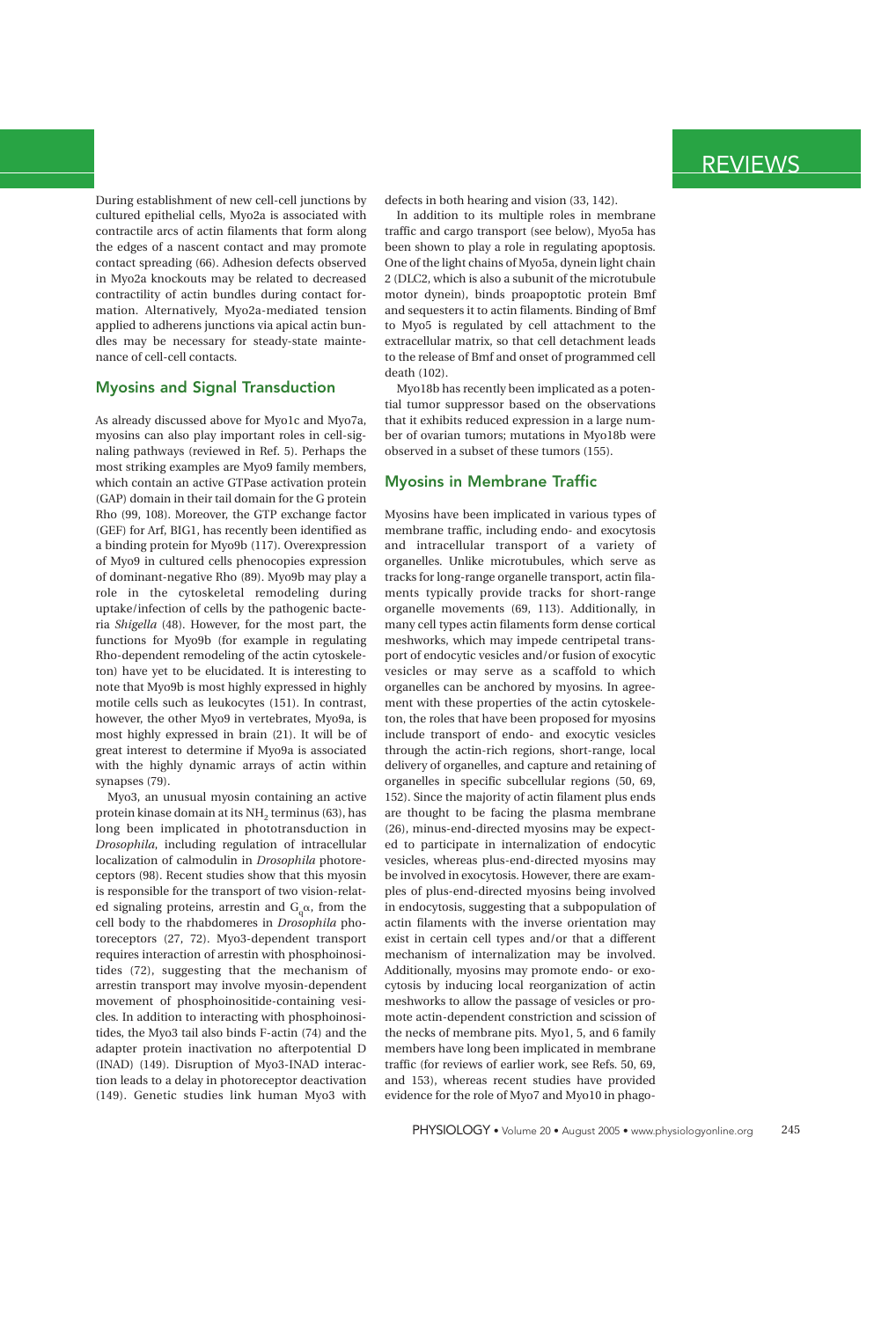During establishment of new cell-cell junctions by cultured epithelial cells, Myo2a is associated with contractile arcs of actin filaments that form along the edges of a nascent contact and may promote contact spreading (66). Adhesion defects observed in Myo2a knockouts may be related to decreased contractility of actin bundles during contact formation. Alternatively, Myo2a-mediated tension applied to adherens junctions via apical actin bundles may be necessary for steady-state maintenance of cell-cell contacts.

## Myosins and Signal Transduction

As already discussed above for Myo1c and Myo7a, myosins can also play important roles in cell-signaling pathways (reviewed in Ref. 5). Perhaps the most striking examples are Myo9 family members, which contain an active GTPase activation protein (GAP) domain in their tail domain for the G protein Rho (99, 108). Moreover, the GTP exchange factor (GEF) for Arf, BIG1, has recently been identified as a binding protein for Myo9b (117). Overexpression of Myo9 in cultured cells phenocopies expression of dominant-negative Rho (89). Myo9b may play a role in the cytoskeletal remodeling during uptake/infection of cells by the pathogenic bacteria *Shigella* (48). However, for the most part, the functions for Myo9b (for example in regulating Rho-dependent remodeling of the actin cytoskeleton) have yet to be elucidated. It is interesting to note that Myo9b is most highly expressed in highly motile cells such as leukocytes (151). In contrast, however, the other Myo9 in vertebrates, Myo9a, is most highly expressed in brain (21). It will be of great interest to determine if Myo9a is associated with the highly dynamic arrays of actin within synapses (79).

Myo3, an unusual myosin containing an active protein kinase domain at its $NH_2$ terminus (63), has long been implicated in phototransduction in *Drosophila*, including regulation of intracellular localization of calmodulin in *Drosophila* photoreceptors (98). Recent studies show that this myosin is responsible for the transport of two vision-related signaling proteins, arrestin and $G_q\alpha$, from the cell body to the rhabdomeres in *Drosophila* photoreceptors (27, 72). Myo3-dependent transport requires interaction of arrestin with phosphoinositides (72), suggesting that the mechanism of arrestin transport may involve myosin-dependent movement of phosphoinositide-containing vesicles. In addition to interacting with phosphoinositides, the Myo3 tail also binds F-actin (74) and the adapter protein inactivation no afterpotential D (INAD) (149). Disruption of Myo3-INAD interaction leads to a delay in photoreceptor deactivation (149). Genetic studies link human Myo3 with defects in both hearing and vision (33, 142).

In addition to its multiple roles in membrane traffic and cargo transport (see below), Myo5a has been shown to play a role in regulating apoptosis. One of the light chains of Myo5a, dynein light chain 2 (DLC2, which is also a subunit of the microtubule motor dynein), binds proapoptotic protein Bmf and sequesters it to actin filaments. Binding of Bmf to Myo5 is regulated by cell attachment to the extracellular matrix, so that cell detachment leads to the release of Bmf and onset of programmed cell death (102).

Myo18b has recently been implicated as a potential tumor suppressor based on the observations that it exhibits reduced expression in a large number of ovarian tumors; mutations in Myo18b were observed in a subset of these tumors (155).

## Myosins in Membrane Traffic

Myosins have been implicated in various types of membrane traffic, including endo- and exocytosis and intracellular transport of a variety of organelles. Unlike microtubules, which serve as tracks for long-range organelle transport, actin filaments typically provide tracks for short-range organelle movements (69, 113). Additionally, in many cell types actin filaments form dense cortical meshworks, which may impede centripetal transport of endocytic vesicles and/or fusion of exocytic vesicles or may serve as a scaffold to which organelles can be anchored by myosins. In agreement with these properties of the actin cytoskeleton, the roles that have been proposed for myosins include transport of endo- and exocytic vesicles through the actin-rich regions, short-range, local delivery of organelles, and capture and retaining of organelles in specific subcellular regions (50, 69, 152). Since the majority of actin filament plus ends are thought to be facing the plasma membrane (26), minus-end-directed myosins may be expected to participate in internalization of endocytic vesicles, whereas plus-end-directed myosins may be involved in exocytosis. However, there are examples of plus-end-directed myosins being involved in endocytosis, suggesting that a subpopulation of actin filaments with the inverse orientation may exist in certain cell types and/or that a different mechanism of internalization may be involved. Additionally, myosins may promote endo- or exocytosis by inducing local reorganization of actin meshworks to allow the passage of vesicles or promote actin-dependent constriction and scission of the necks of membrane pits. Myo1, 5, and 6 family members have long been implicated in membrane traffic (for reviews of earlier work, see Refs. 50, 69, and 153), whereas recent studies have provided evidence for the role of Myo7 and Myo10 in phago-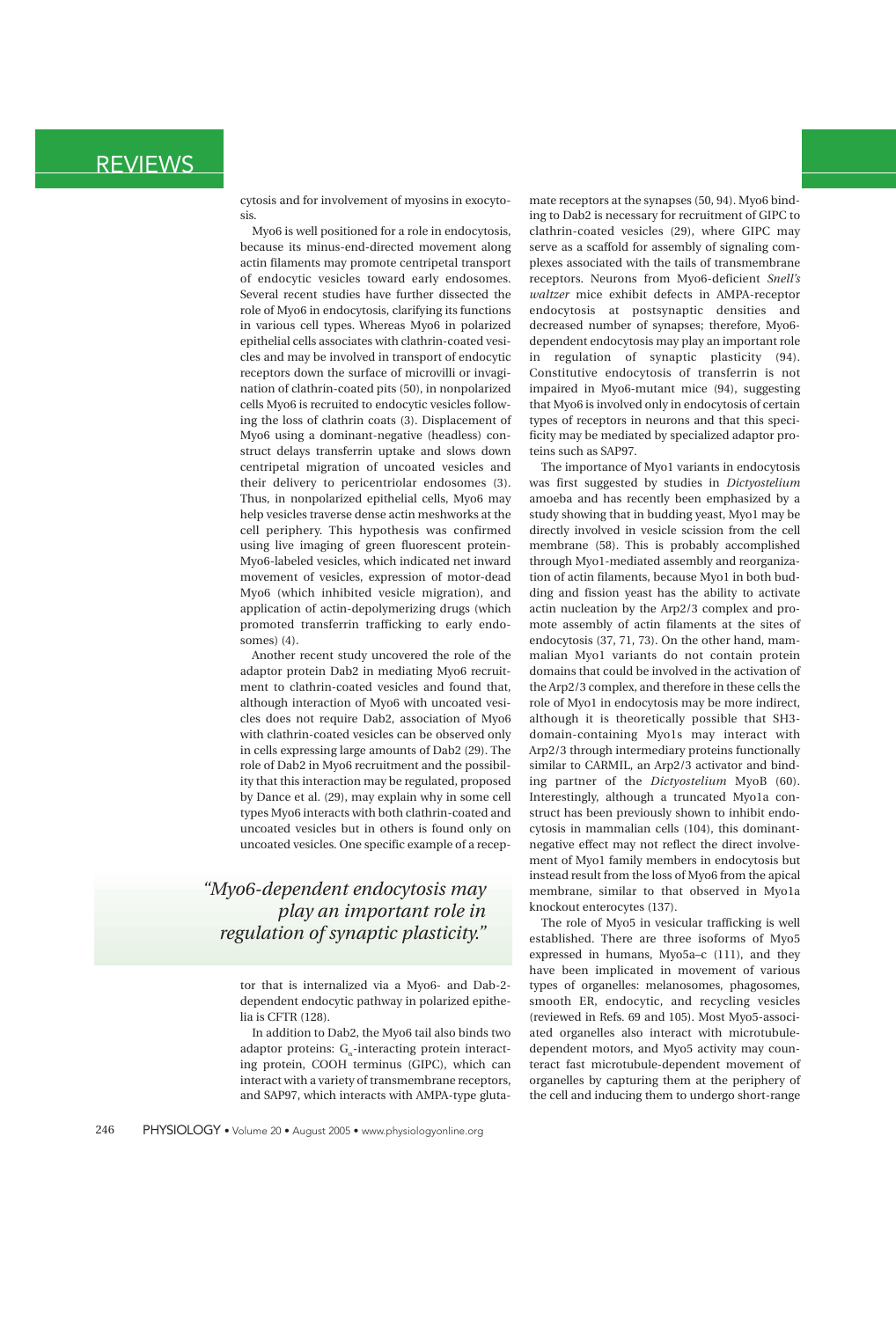cytosis and for involvement of myosins in exocytosis.

Myo6 is well positioned for a role in endocytosis, because its minus-end-directed movement along actin filaments may promote centripetal transport of endocytic vesicles toward early endosomes. Several recent studies have further dissected the role of Myo6 in endocytosis, clarifying its functions in various cell types. Whereas Myo6 in polarized epithelial cells associates with clathrin-coated vesicles and may be involved in transport of endocytic receptors down the surface of microvilli or invagination of clathrin-coated pits (50), in nonpolarized cells Myo6 is recruited to endocytic vesicles following the loss of clathrin coats (3). Displacement of Myo6 using a dominant-negative (headless) construct delays transferrin uptake and slows down centripetal migration of uncoated vesicles and their delivery to pericentriolar endosomes (3). Thus, in nonpolarized epithelial cells, Myo6 may help vesicles traverse dense actin meshworks at the cell periphery. This hypothesis was confirmed using live imaging of green fluorescent protein-Myo6-labeled vesicles, which indicated net inward movement of vesicles, expression of motor-dead Myo6 (which inhibited vesicle migration), and application of actin-depolymerizing drugs (which promoted transferrin trafficking to early endosomes) (4).

Another recent study uncovered the role of the adaptor protein Dab2 in mediating Myo6 recruitment to clathrin-coated vesicles and found that, although interaction of Myo6 with uncoated vesicles does not require Dab2, association of Myo6 with clathrin-coated vesicles can be observed only in cells expressing large amounts of Dab2 (29). The role of Dab2 in Myo6 recruitment and the possibility that this interaction may be regulated, proposed by Dance et al. (29), may explain why in some cell types Myo6 interacts with both clathrin-coated and uncoated vesicles but in others is found only on uncoated vesicles. One specific example of a receptor that is internalized via a Myo6- and Dab-2-dependent endocytic pathway in polarized epithelia is CFTR (128).

> *"Myo6-dependent endocytosis may play an important role in regulation of synaptic plasticity."*

In addition to Dab2, the Myo6 tail also binds two adaptor proteins: $G_{\alpha}$-interacting protein interacting protein, COOH terminus (GIPC), which can interact with a variety of transmembrane receptors, and SAP97, which interacts with AMPA-type glutamate receptors at the synapses (50, 94). Myo6 binding to Dab2 is necessary for recruitment of GIPC to clathrin-coated vesicles (29), where GIPC may serve as a scaffold for assembly of signaling complexes associated with the tails of transmembrane receptors. Neurons from Myo6-deficient *Snell's waltzer* mice exhibit defects in AMPA-receptor endocytosis at postsynaptic densities and decreased number of synapses; therefore, Myo6-dependent endocytosis may play an important role in regulation of synaptic plasticity (94). Constitutive endocytosis of transferrin is not impaired in Myo6-mutant mice (94), suggesting that Myo6 is involved only in endocytosis of certain types of receptors in neurons and that this specificity may be mediated by specialized adaptor proteins such as SAP97.

The importance of Myo1 variants in endocytosis was first suggested by studies in *Dictyostelium* amoeba and has recently been emphasized by a study showing that in budding yeast, Myo1 may be directly involved in vesicle scission from the cell membrane (58). This is probably accomplished through Myo1-mediated assembly and reorganization of actin filaments, because Myo1 in both budding and fission yeast has the ability to activate actin nucleation by the Arp2/3 complex and promote assembly of actin filaments at the sites of endocytosis (37, 71, 73). On the other hand, mammalian Myo1 variants do not contain protein domains that could be involved in the activation of the Arp2/3 complex, and therefore in these cells the role of Myo1 in endocytosis may be more indirect, although it is theoretically possible that SH3-domain-containing Myo1s may interact with Arp2/3 through intermediary proteins functionally similar to CARMIL, an Arp2/3 activator and binding partner of the *Dictyostelium* MyoB (60). Interestingly, although a truncated Myo1a construct has been previously shown to inhibit endocytosis in mammalian cells (104), this dominant-negative effect may not reflect the direct involvement of Myo1 family members in endocytosis but instead result from the loss of Myo6 from the apical membrane, similar to that observed in Myo1a knockout enterocytes (137).

The role of Myo5 in vesicular trafficking is well established. There are three isoforms of Myo5 expressed in humans, Myo5a–c (111), and they have been implicated in movement of various types of organelles: melanosomes, phagosomes, smooth ER, endocytic, and recycling vesicles (reviewed in Refs. 69 and 105). Most Myo5-associated organelles also interact with microtubule-dependent motors, and Myo5 activity may counteract fast microtubule-dependent movement of organelles by capturing them at the periphery of the cell and inducing them to undergo short-range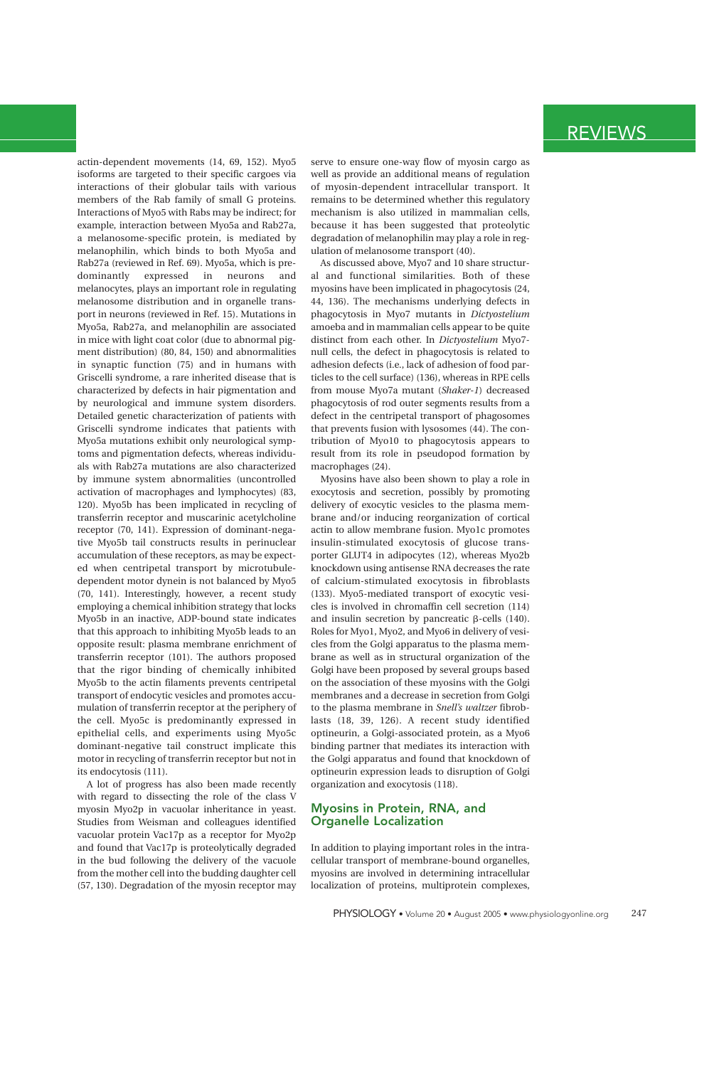actin-dependent movements (14, 69, 152). Myo5 isoforms are targeted to their specific cargoes via interactions of their globular tails with various members of the Rab family of small G proteins. Interactions of Myo5 with Rabs may be indirect; for example, interaction between Myo5a and Rab27a, a melanosome-specific protein, is mediated by melanophilin, which binds to both Myo5a and Rab27a (reviewed in Ref. 69). Myo5a, which is predominantly expressed in neurons and melanocytes, plays an important role in regulating melanosome distribution and in organelle transport in neurons (reviewed in Ref. 15). Mutations in Myo5a, Rab27a, and melanophilin are associated in mice with light coat color (due to abnormal pigment distribution) (80, 84, 150) and abnormalities in synaptic function (75) and in humans with Griscelli syndrome, a rare inherited disease that is characterized by defects in hair pigmentation and by neurological and immune system disorders. Detailed genetic characterization of patients with Griscelli syndrome indicates that patients with Myo5a mutations exhibit only neurological symptoms and pigmentation defects, whereas individuals with Rab27a mutations are also characterized by immune system abnormalities (uncontrolled activation of macrophages and lymphocytes) (83, 120). Myo5b has been implicated in recycling of transferrin receptor and muscarinic acetylcholine receptor (70, 141). Expression of dominant-negative Myo5b tail constructs results in perinuclear accumulation of these receptors, as may be expected when centripetal transport by microtubule-dependent motor dynein is not balanced by Myo5 (70, 141). Interestingly, however, a recent study employing a chemical inhibition strategy that locks Myo5b in an inactive, ADP-bound state indicates that this approach to inhibiting Myo5b leads to an opposite result: plasma membrane enrichment of transferrin receptor (101). The authors proposed that the rigor binding of chemically inhibited Myo5b to the actin filaments prevents centripetal transport of endocytic vesicles and promotes accumulation of transferrin receptor at the periphery of the cell. Myo5c is predominantly expressed in epithelial cells, and experiments using Myo5c dominant-negative tail construct implicate this motor in recycling of transferrin receptor but not in its endocytosis (111).

A lot of progress has also been made recently with regard to dissecting the role of the class V myosin Myo2p in vacuolar inheritance in yeast. Studies from Weisman and colleagues identified vacuolar protein Vac17p as a receptor for Myo2p and found that Vac17p is proteolytically degraded in the bud following the delivery of the vacuole from the mother cell into the budding daughter cell (57, 130). Degradation of the myosin receptor may serve to ensure one-way flow of myosin cargo as well as provide an additional means of regulation of myosin-dependent intracellular transport. It remains to be determined whether this regulatory mechanism is also utilized in mammalian cells, because it has been suggested that proteolytic degradation of melanophilin may play a role in regulation of melanosome transport (40).

As discussed above, Myo7 and 10 share structural and functional similarities. Both of these myosins have been implicated in phagocytosis (24, 44, 136). The mechanisms underlying defects in phagocytosis in Myo7 mutants in *Dictyostelium* amoeba and in mammalian cells appear to be quite distinct from each other. In *Dictyostelium* Myo7-null cells, the defect in phagocytosis is related to adhesion defects (i.e., lack of adhesion of food particles to the cell surface) (136), whereas in RPE cells from mouse Myo7a mutant (*Shaker-1*) decreased phagocytosis of rod outer segments results from a defect in the centripetal transport of phagosomes that prevents fusion with lysosomes (44). The contribution of Myo10 to phagocytosis appears to result from its role in pseudopod formation by macrophages (24).

Myosins have also been shown to play a role in exocytosis and secretion, possibly by promoting delivery of exocytic vesicles to the plasma membrane and/or inducing reorganization of cortical actin to allow membrane fusion. Myo1c promotes insulin-stimulated exocytosis of glucose transporter GLUT4 in adipocytes (12), whereas Myo2b knockdown using antisense RNA decreases the rate of calcium-stimulated exocytosis in fibroblasts (133). Myo5-mediated transport of exocytic vesicles is involved in chromaffin cell secretion (114) and insulin secretion by pancreatic β-cells (140). Roles for Myo1, Myo2, and Myo6 in delivery of vesicles from the Golgi apparatus to the plasma membrane as well as in structural organization of the Golgi have been proposed by several groups based on the association of these myosins with the Golgi membranes and a decrease in secretion from Golgi to the plasma membrane in *Snell's waltzer* fibroblasts (18, 39, 126). A recent study identified optineurin, a Golgi-associated protein, as a Myo6 binding partner that mediates its interaction with the Golgi apparatus and found that knockdown of optineurin expression leads to disruption of Golgi organization and exocytosis (118).

## Myosins in Protein, RNA, and Organelle Localization

In addition to playing important roles in the intracellular transport of membrane-bound organelles, myosins are involved in determining intracellular localization of proteins, multiprotein complexes,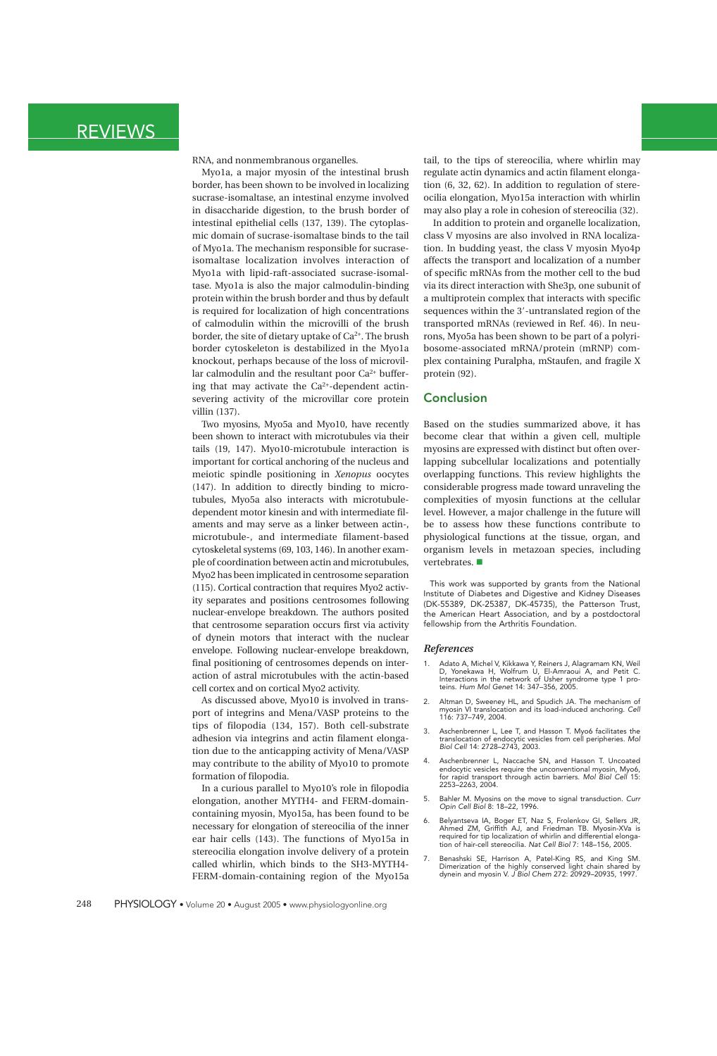RNA, and nonmembranous organelles.

Myo1a, a major myosin of the intestinal brush border, has been shown to be involved in localizing sucrase-isomaltase, an intestinal enzyme involved in disaccharide digestion, to the brush border of intestinal epithelial cells (137, 139). The cytoplasmic domain of sucrase-isomaltase binds to the tail of Myo1a. The mechanism responsible for sucrase-isomaltase localization involves interaction of Myo1a with lipid-raft-associated sucrase-isomaltase. Myo1a is also the major calmodulin-binding protein within the brush border and thus by default is required for localization of high concentrations of calmodulin within the microvilli of the brush border, the site of dietary uptake of $Ca^{2+}$. The brush border cytoskeleton is destabilized in the Myo1a knockout, perhaps because of the loss of microvillar calmodulin and the resultant poor $Ca^{2+}$ buffering that may activate the $Ca^{2+}$-dependent actin-severing activity of the microvillar core protein villin (137).

Two myosins, Myo5a and Myo10, have recently been shown to interact with microtubules via their tails (19, 147). Myo10-microtubule interaction is important for cortical anchoring of the nucleus and meiotic spindle positioning in *Xenopus* oocytes (147). In addition to directly binding to microtubules, Myo5a also interacts with microtubule-dependent motor kinesin and with intermediate filaments and may serve as a linker between actin-, microtubule-, and intermediate filament-based cytoskeletal systems (69, 103, 146). In another example of coordination between actin and microtubules, Myo2 has been implicated in centrosome separation (115). Cortical contraction that requires Myo2 activity separates and positions centrosomes following nuclear-envelope breakdown. The authors posited that centrosome separation occurs first via activity of dynein motors that interact with the nuclear envelope. Following nuclear-envelope breakdown, final positioning of centrosomes depends on interaction of astral microtubules with the actin-based cell cortex and on cortical Myo2 activity.

As discussed above, Myo10 is involved in transport of integrins and Mena/VASP proteins to the tips of filopodia (134, 157). Both cell-substrate adhesion via integrins and actin filament elongation due to the anticapping activity of Mena/VASP may contribute to the ability of Myo10 to promote formation of filopodia.

In a curious parallel to Myo10's role in filopodia elongation, another MYTH4- and FERM-domain-containing myosin, Myo15a, has been found to be necessary for elongation of stereocilia of the inner ear hair cells (143). The functions of Myo15a in stereocilia elongation involve delivery of a protein called whirlin, which binds to the SH3-MYTH4-FERM-domain-containing region of the Myo15a tail, to the tips of stereocilia, where whirlin may regulate actin dynamics and actin filament elongation (6, 32, 62). In addition to regulation of stereocilia elongation, Myo15a interaction with whirlin may also play a role in cohesion of stereocilia (32).

In addition to protein and organelle localization, class V myosins are also involved in RNA localization. In budding yeast, the class V myosin Myo4p affects the transport and localization of a number of specific mRNAs from the mother cell to the bud via its direct interaction with She3p, one subunit of a multiprotein complex that interacts with specific sequences within the 3′-untranslated region of the transported mRNAs (reviewed in Ref. 46). In neurons, Myo5a has been shown to be part of a polyribosome-associated mRNA/protein (mRNP) complex containing Puralpha, mStaufen, and fragile X protein (92).

## Conclusion

Based on the studies summarized above, it has become clear that within a given cell, multiple myosins are expressed with distinct but often overlapping subcellular localizations and potentially overlapping functions. This review highlights the considerable progress made toward unraveling the complexities of myosin functions at the cellular level. However, a major challenge in the future will be to assess how these functions contribute to physiological functions at the tissue, organ, and organism levels in metazoan species, including vertebrates. ■

This work was supported by grants from the National Institute of Diabetes and Digestive and Kidney Diseases (DK-55389, DK-25387, DK-45735), the Patterson Trust, the American Heart Association, and by a postdoctoral fellowship from the Arthritis Foundation.

### References

1. Adato A, Michel V, Kikkawa Y, Reiners J, Alagramam KN, Weil D, Yonekawa H, Wolfrum U, El-Amraoui A, and Petit C. Interactions in the network of Usher syndrome type 1 proteins. *Hum Mol Genet* 14: 347–356, 2005.
2. Altman D, Sweeney HL, and Spudich JA. The mechanism of myosin VI translocation and its load-induced anchoring. *Cell* 116: 737–749, 2004.
3. Aschenbrenner L, Lee T, and Hasson T. Myo6 facilitates the translocation of endocytic vesicles from cell peripheries. *Mol Biol Cell* 14: 2728–2743, 2003.
4. Aschenbrenner L, Naccache SN, and Hasson T. Uncoated endocytic vesicles require the unconventional myosin, Myo6, for rapid transport through actin barriers. *Mol Biol Cell* 15: 2253–2263, 2004.
5. Bahler M. Myosins on the move to signal transduction. *Curr Opin Cell Biol* 8: 18–22, 1996.
6. Belyantseva IA, Boger ET, Naz S, Frolenkov GI, Sellers JR, Ahmed ZM, Griffith AJ, and Friedman TB. Myosin-XVa is required for tip localization of whirlin and differential elongation of hair-cell stereocilia. *Nat Cell Biol* 7: 148–156, 2005.
7. Benashski SE, Harrison A, Patel-King RS, and King SM. Dimerization of the highly conserved light chain shared by dynein and myosin V. *J Biol Chem* 272: 20929–20935, 1997.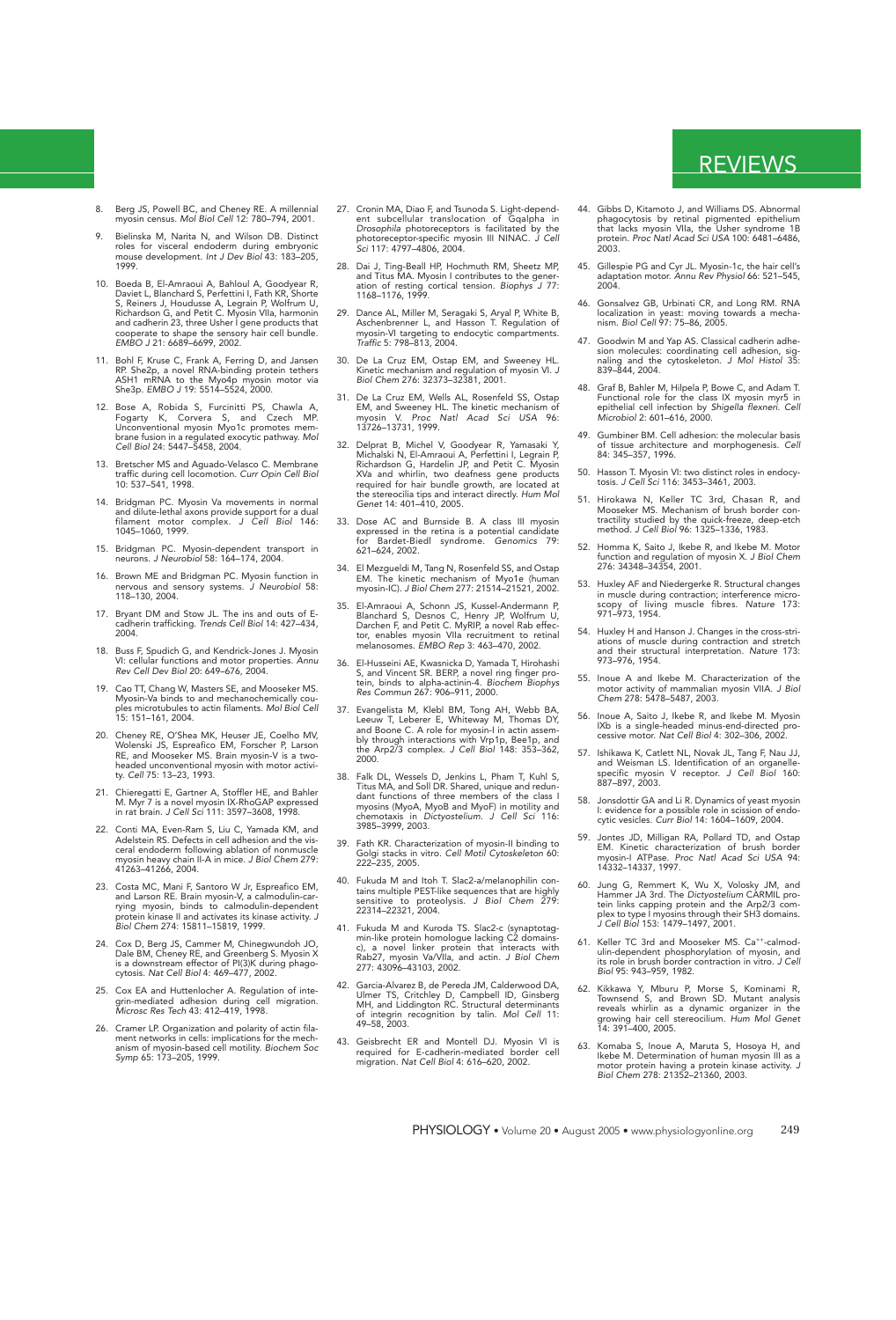8. Berg JS, Powell BC, and Cheney RE. A millennial myosin census. *Mol Biol Cell* 12: 780–794, 2001.

9. Bielinska M, Narita N, and Wilson DB. Distinct roles for visceral endoderm during embryonic mouse development. *Int J Dev Biol* 43: 183–205, 1999.

10. Boeda B, El-Amraoui A, Bahloul A, Goodyear R, Daviet L, Blanchard S, Perfettini I, Fath KR, Shorte S, Reiners J, Houdusse A, Legrain P, Wolfrum U, Richardson G, and Petit C. Myosin VIIa, harmonin and cadherin 23, three Usher I gene products that cooperate to shape the sensory hair cell bundle. *EMBO J* 21: 6689–6699, 2002.

11. Bohl F, Kruse C, Frank A, Ferring D, and Jansen RP. She2p, a novel RNA-binding protein tethers ASH1 mRNA to the Myo4p myosin motor via She3p. *EMBO J* 19: 5514–5524, 2000.

12. Bose A, Robida S, Furcinitti PS, Chawla A, Fogarty K, Corvera S, and Czech MP. Unconventional myosin Myo1c promotes membrane fusion in a regulated exocytic pathway. *Mol Cell Biol* 24: 5447–5458, 2004.

13. Bretscher MS and Aguado-Velasco C. Membrane traffic during cell locomotion. *Curr Opin Cell Biol* 10: 537–541, 1998.

14. Bridgman PC. Myosin Va movements in normal and dilute-lethal axons provide support for a dual filament motor complex. *J Cell Biol* 146: 1045–1060, 1999.

15. Bridgman PC. Myosin-dependent transport in neurons. *J Neurobiol* 58: 164–174, 2004.

16. Brown ME and Bridgman PC. Myosin function in nervous and sensory systems. *J Neurobiol* 58: 118–130, 2004.

17. Bryant DM and Stow JL. The ins and outs of E-cadherin trafficking. *Trends Cell Biol* 14: 427–434, 2004.

18. Buss F, Spudich G, and Kendrick-Jones J. Myosin VI: cellular functions and motor properties. *Annu Rev Cell Dev Biol* 20: 649–676, 2004.

19. Cao TT, Chang W, Masters SE, and Mooseker MS. Myosin-Va binds to and mechanochemically couples microtubules to actin filaments. *Mol Biol Cell* 15: 151–161, 2004.

20. Cheney RE, O'Shea MK, Heuser JE, Coelho MV, Wolenski JS, Espreafico EM, Forscher P, Larson RE, and Mooseker MS. Brain myosin-V is a two-headed unconventional myosin with motor activity. *Cell* 75: 13–23, 1993.

21. Chieregatti E, Gartner A, Stoffler HE, and Bahler M. Myr 7 is a novel myosin IX-RhoGAP expressed in rat brain. *J Cell Sci* 111: 3597–3608, 1998.

22. Conti MA, Even-Ram S, Liu C, Yamada KM, and Adelstein RS. Defects in cell adhesion and the visceral endoderm following ablation of nonmuscle myosin heavy chain II-A in mice. *J Biol Chem* 279: 41263–41266, 2004.

23. Costa MC, Mani F, Santoro W Jr, Espreafico EM, and Larson RE. Brain myosin-V, a calmodulin-carrying myosin, binds to calmodulin-dependent protein kinase II and activates its kinase activity. *J Biol Chem* 274: 15811–15819, 1999.

24. Cox D, Berg JS, Cammer M, Chinegwundoh JO, Dale BM, Cheney RE, and Greenberg S. Myosin X is a downstream effector of PI(3)K during phagocytosis. *Nat Cell Biol* 4: 469–477, 2002.

25. Cox EA and Huttenlocher A. Regulation of integrin-mediated adhesion during cell migration. *Microsc Res Tech* 43: 412–419, 1998.

26. Cramer LP. Organization and polarity of actin filament networks in cells: implications for the mechanism of myosin-based cell motility. *Biochem Soc Symp* 65: 173–205, 1999.

27. Cronin MA, Diao F, and Tsunoda S. Light-dependent subcellular translocation of Gqalpha in *Drosophila* photoreceptors is facilitated by the photoreceptor-specific myosin III NINAC. *J Cell Sci* 117: 4797–4806, 2004.

28. Dai J, Ting-Beall HP, Hochmuth RM, Sheetz MP, and Titus MA. Myosin I contributes to the generation of resting cortical tension. *Biophys J* 77: 1168–1176, 1999.

29. Dance AL, Miller M, Seragaki S, Aryal P, White B, Aschenbrenner L, and Hasson T. Regulation of myosin-VI targeting to endocytic compartments. *Traffic* 5: 798–813, 2004.

30. De La Cruz EM, Ostap EM, and Sweeney HL. Kinetic mechanism and regulation of myosin VI. *J Biol Chem* 276: 32373–32381, 2001.

31. De La Cruz EM, Wells AL, Rosenfeld SS, Ostap EM, and Sweeney HL. The kinetic mechanism of myosin V. *Proc Natl Acad Sci USA* 96: 13726–13731, 1999.

32. Delprat B, Michel V, Goodyear R, Yamasaki Y, Michalski N, El-Amraoui A, Perfettini I, Legrain P, Richardson G, Hardelin JP, and Petit C. Myosin XVa and whirlin, two deafness gene products required for hair bundle growth, are located at the stereocilia tips and interact directly. *Hum Mol Genet* 14: 401–410, 2005.

33. Dose AC and Burnside B. A class III myosin expressed in the retina is a potential candidate for Bardet-Biedl syndrome. *Genomics* 79: 621–624, 2002.

34. El Mezgueldi M, Tang N, Rosenfeld SS, and Ostap EM. The kinetic mechanism of Myo1e (human myosin-IC). *J Biol Chem* 277: 21514–21521, 2002.

35. El-Amraoui A, Schonn JS, Kussel-Andermann P, Blanchard S, Desnos C, Henry JP, Wolfrum U, Darchen F, and Petit C. MyRIP, a novel Rab effector, enables myosin VIIa recruitment to retinal melanosomes. *EMBO Rep* 3: 463–470, 2002.

36. El-Husseini AE, Kwasnicka D, Yamada T, Hirohashi S, and Vincent SR. BERP, a novel ring finger protein, binds to alpha-actinin-4. *Biochem Biophys Res Commun* 267: 906–911, 2000.

37. Evangelista M, Klebl BM, Tong AH, Webb BA, Leeuw T, Leberer E, Whiteway M, Thomas DY, and Boone C. A role for myosin-I in actin assembly through interactions with Vrp1p, Bee1p, and the Arp2/3 complex. *J Cell Biol* 148: 353–362, 2000.

38. Falk DL, Wessels D, Jenkins L, Pham T, Kuhl S, Titus MA, and Soll DR. Shared, unique and redundant functions of three members of the class I myosins (MyoA, MyoB and MyoF) in motility and chemotaxis in *Dictyostelium*. *J Cell Sci* 116: 3985–3999, 2003.

39. Fath KR. Characterization of myosin-II binding to Golgi stacks in vitro. *Cell Motil Cytoskeleton* 60: 222–235, 2005.

40. Fukuda M and Itoh T. Slac2-a/melanophilin contains multiple PEST-like sequences that are highly sensitive to proteolysis. *J Biol Chem* 279: 22314–22321, 2004.

41. Fukuda M and Kuroda TS. Slac2-c (synaptotagmin-like protein homologue lacking C2 domains-c), a novel linker protein that interacts with Rab27, myosin Va/VIIa, and actin. *J Biol Chem* 277: 43096–43103, 2002.

42. Garcia-Alvarez B, de Pereda JM, Calderwood DA, Ulmer TS, Critchley D, Campbell ID, Ginsberg MH, and Liddington RC. Structural determinants of integrin recognition by talin. *Mol Cell* 11: 49–58, 2003.

43. Geisbrecht ER and Montell DJ. Myosin VI is required for E-cadherin-mediated border cell migration. *Nat Cell Biol* 4: 616–620, 2002.

44. Gibbs D, Kitamoto J, and Williams DS. Abnormal phagocytosis by retinal pigmented epithelium that lacks myosin VIIa, the Usher syndrome 1B protein. *Proc Natl Acad Sci USA* 100: 6481–6486, 2003.

45. Gillespie PG and Cyr JL. Myosin-1c, the hair cell's adaptation motor. *Annu Rev Physiol* 66: 521–545, 2004.

46. Gonsalvez GB, Urbinati CR, and Long RM. RNA localization in yeast: moving towards a mechanism. *Biol Cell* 97: 75–86, 2005.

47. Goodwin M and Yap AS. Classical cadherin adhesion molecules: coordinating cell adhesion, signaling and the cytoskeleton. *J Mol Histol* 35: 839–844, 2004.

48. Graf B, Bahler M, Hilpela P, Bowe C, and Adam T. Functional role for the class IX myosin myr5 in epithelial cell infection by *Shigella flexneri*. *Cell Microbiol* 2: 601–616, 2000.

49. Gumbiner BM. Cell adhesion: the molecular basis of tissue architecture and morphogenesis. *Cell* 84: 345–357, 1996.

50. Hasson T. Myosin VI: two distinct roles in endocytosis. *J Cell Sci* 116: 3453–3461, 2003.

51. Hirokawa N, Keller TC 3rd, Chasan R, and Mooseker MS. Mechanism of brush border contractility studied by the quick-freeze, deep-etch method. *J Cell Biol* 96: 1325–1336, 1983.

52. Homma K, Saito J, Ikebe R, and Ikebe M. Motor function and regulation of myosin X. *J Biol Chem* 276: 34348–34354, 2001.

53. Huxley AF and Niedergerke R. Structural changes in muscle during contraction; interference microscopy of living muscle fibres. *Nature* 173: 971–973, 1954.

54. Huxley H and Hanson J. Changes in the cross-striations of muscle during contraction and stretch and their structural interpretation. *Nature* 173: 973–976, 1954.

55. Inoue A and Ikebe M. Characterization of the motor activity of mammalian myosin VIIA. *J Biol Chem* 278: 5478–5487, 2003.

56. Inoue A, Saito J, Ikebe R, and Ikebe M. Myosin IXb is a single-headed minus-end-directed processive motor. *Nat Cell Biol* 4: 302–306, 2002.

57. Ishikawa K, Catlett NL, Novak JL, Tang F, Nau JJ, and Weisman LS. Identification of an organelle-specific myosin V receptor. *J Cell Biol* 160: 887–897, 2003.

58. Jonsdottir GA and Li R. Dynamics of yeast myosin I: evidence for a possible role in scission of endocytic vesicles. *Curr Biol* 14: 1604–1609, 2004.

59. Jontes JD, Milligan RA, Pollard TD, and Ostap EM. Kinetic characterization of brush border myosin-I ATPase. *Proc Natl Acad Sci USA* 94: 14332–14337, 1997.

60. Jung G, Remmert K, Wu X, Volosky JM, and Hammer JA 3rd. The *Dictyostelium* CARMIL protein links capping protein and the Arp2/3 complex to type I myosins through their SH3 domains. *J Cell Biol* 153: 1479–1497, 2001.

61. Keller TC 3rd and Mooseker MS. $Ca^{++}$-calmodulin-dependent phosphorylation of myosin, and its role in brush border contraction in vitro. *J Cell Biol* 95: 943–959, 1982.

62. Kikkawa Y, Mburu P, Morse S, Kominami R, Townsend S, and Brown SD. Mutant analysis reveals whirlin as a dynamic organizer in the growing hair cell stereocilium. *Hum Mol Genet* 14: 391–400, 2005.

63. Komaba S, Inoue A, Maruta S, Hosoya H, and Ikebe M. Determination of human myosin III as a motor protein having a protein kinase activity. *J Biol Chem* 278: 21352–21360, 2003.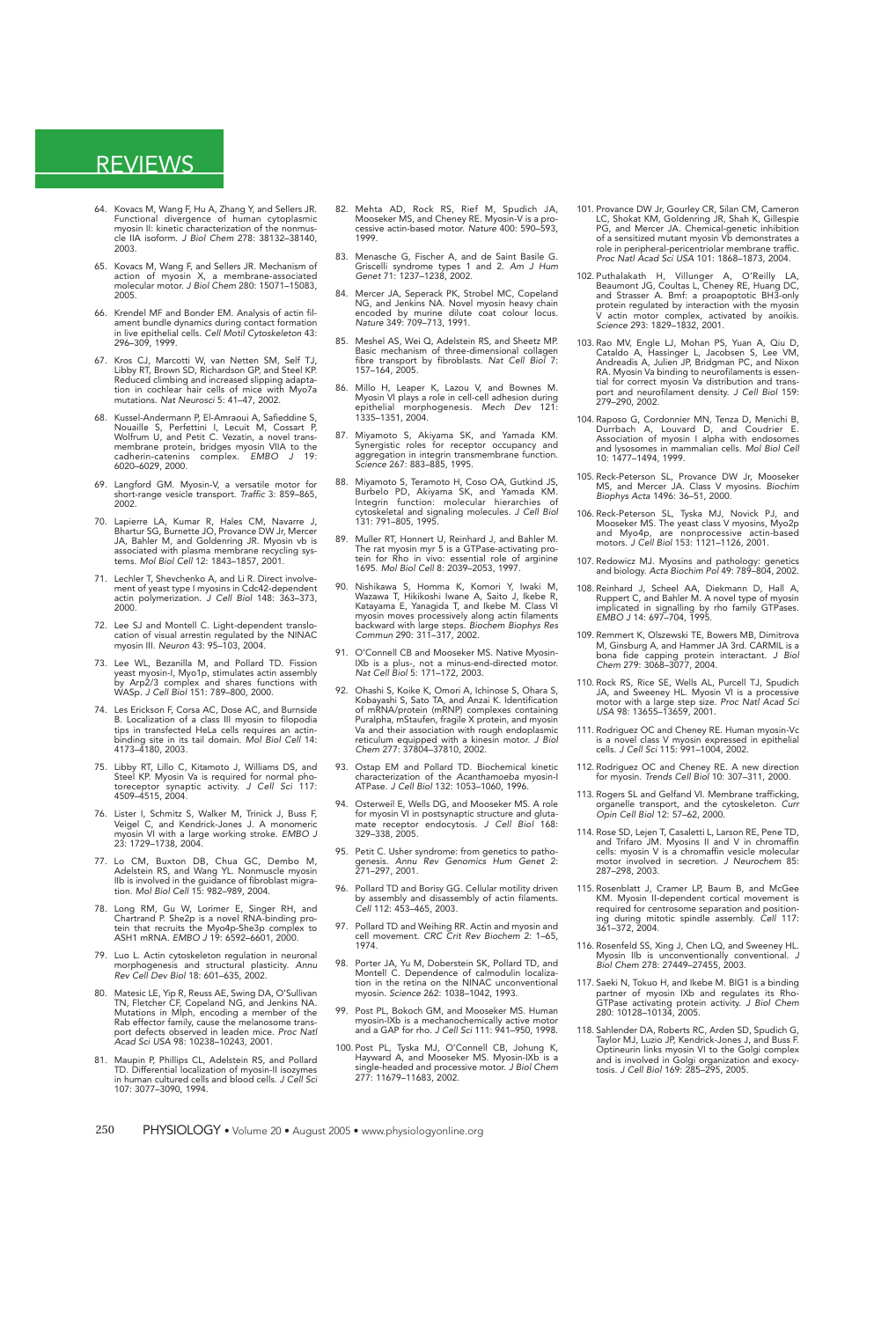64. Kovacs M, Wang F, Hu A, Zhang Y, and Sellers JR. Functional divergence of human cytoplasmic myosin II: kinetic characterization of the nonmuscle IIA isoform. *J Biol Chem* 278: 38132–38140, 2003.

65. Kovacs M, Wang F, and Sellers JR. Mechanism of action of myosin X, a membrane-associated molecular motor. *J Biol Chem* 280: 15071–15083, 2005.

66. Krendel MF and Bonder EM. Analysis of actin filament bundle dynamics during contact formation in live epithelial cells. *Cell Motil Cytoskeleton* 43: 296–309, 1999.

67. Kros CJ, Marcotti W, van Netten SM, Self TJ, Libby RT, Brown SD, Richardson GP, and Steel KP. Reduced climbing and increased slipping adaptation in cochlear hair cells of mice with Myo7a mutations. *Nat Neurosci* 5: 41–47, 2002.

68. Kussel-Andermann P, El-Amraoui A, Safieddine S, Nouaille S, Perfettini I, Lecuit M, Cossart P, Wolfrum U, and Petit C. Vezatin, a novel transmembrane protein, bridges myosin VIIA to the cadherin-catenins complex. *EMBO J* 19: 6020–6029, 2000.

69. Langford GM. Myosin-V, a versatile motor for short-range vesicle transport. *Traffic* 3: 859–865, 2002.

70. Lapierre LA, Kumar R, Hales CM, Navarre J, Bhartur SG, Burnette JO, Provance DW Jr, Mercer JA, Bahler M, and Goldenring JR. Myosin vb is associated with plasma membrane recycling systems. *Mol Biol Cell* 12: 1843–1857, 2001.

71. Lechler T, Shevchenko A, and Li R. Direct involvement of yeast type I myosins in Cdc42-dependent actin polymerization. *J Cell Biol* 148: 363–373, 2000.

72. Lee SJ and Montell C. Light-dependent translocation of visual arrestin regulated by the NINAC myosin III. *Neuron* 43: 95–103, 2004.

73. Lee WL, Bezanilla M, and Pollard TD. Fission yeast myosin-I, Myo1p, stimulates actin assembly by Arp2/3 complex and shares functions with WASp. *J Cell Biol* 151: 789–800, 2000.

74. Les Erickson F, Corsa AC, Dose AC, and Burnside B. Localization of a class III myosin to filopodia tips in transfected HeLa cells requires an actin-binding site in its tail domain. *Mol Biol Cell* 14: 4173–4180, 2003.

75. Libby RT, Lillo C, Kitamoto J, Williams DS, and Steel KP. Myosin Va is required for normal photoreceptor synaptic activity. *J Cell Sci* 117: 4509–4515, 2004.

76. Lister I, Schmitz S, Walker M, Trinick J, Buss F, Veigel C, and Kendrick-Jones J. A monomeric myosin VI with a large working stroke. *EMBO J* 23: 1729–1738, 2004.

77. Lo CM, Buxton DB, Chua GC, Dembo M, Adelstein RS, and Wang YL. Nonmuscle myosin IIb is involved in the guidance of fibroblast migration. *Mol Biol Cell* 15: 982–989, 2004.

78. Long RM, Gu W, Lorimer E, Singer RH, and Chartrand P. She2p is a novel RNA-binding protein that recruits the Myo4p-She3p complex to ASH1 mRNA. *EMBO J* 19: 6592–6601, 2000.

79. Luo L. Actin cytoskeleton regulation in neuronal morphogenesis and structural plasticity. *Annu Rev Cell Dev Biol* 18: 601–635, 2002.

80. Matesic LE, Yip R, Reuss AE, Swing DA, O'Sullivan TN, Fletcher CF, Copeland NG, and Jenkins NA. Mutations in Mlph, encoding a member of the Rab effector family, cause the melanosome transport defects observed in leaden mice. *Proc Natl Acad Sci USA* 98: 10238–10243, 2001.

81. Maupin P, Phillips CL, Adelstein RS, and Pollard TD. Differential localization of myosin-II isozymes in human cultured cells and blood cells. *J Cell Sci* 107: 3077–3090, 1994.

82. Mehta AD, Rock RS, Rief M, Spudich JA, Mooseker MS, and Cheney RE. Myosin-V is a processive actin-based motor. *Nature* 400: 590–593, 1999.

83. Menasche G, Fischer A, and de Saint Basile G. Griscelli syndrome types 1 and 2. *Am J Hum Genet* 71: 1237–1238, 2002.

84. Mercer JA, Seperack PK, Strobel MC, Copeland NG, and Jenkins NA. Novel myosin heavy chain encoded by murine dilute coat colour locus. *Nature* 349: 709–713, 1991.

85. Meshel AS, Wei Q, Adelstein RS, and Sheetz MP. Basic mechanism of three-dimensional collagen fibre transport by fibroblasts. *Nat Cell Biol* 7: 157–164, 2005.

86. Millo H, Leaper K, Lazou V, and Bownes M. Myosin VI plays a role in cell-cell adhesion during epithelial morphogenesis. *Mech Dev* 121: 1335–1351, 2004.

87. Miyamoto S, Akiyama SK, and Yamada KM. Synergistic roles for receptor occupancy and aggregation in integrin transmembrane function. *Science* 267: 883–885, 1995.

88. Miyamoto S, Teramoto H, Coso OA, Gutkind JS, Burbelo PD, Akiyama SK, and Yamada KM. Integrin function: molecular hierarchies of cytoskeletal and signaling molecules. *J Cell Biol* 131: 791–805, 1995.

89. Muller RT, Honnert U, Reinhard J, and Bahler M. The rat myosin myr 5 is a GTPase-activating protein for Rho in vivo: essential role of arginine 1695. *Mol Biol Cell* 8: 2039–2053, 1997.

90. Nishikawa S, Homma K, Komori Y, Iwaki M, Wazawa T, Hikikoshi Iwane A, Saito J, Ikebe R, Katayama E, Yanagida T, and Ikebe M. Class VI myosin moves processively along actin filaments backward with large steps. *Biochem Biophys Res Commun* 290: 311–317, 2002.

91. O'Connell CB and Mooseker MS. Native Myosin-IXb is a plus-, not a minus-end-directed motor. *Nat Cell Biol* 5: 171–172, 2003.

92. Ohashi S, Koike K, Omori A, Ichinose S, Ohara S, Kobayashi S, Sato TA, and Anzai K. Identification of mRNA/protein (mRNP) complexes containing Puralpha, mStaufen, fragile X protein, and myosin Va and their association with rough endoplasmic reticulum equipped with a kinesin motor. *J Biol Chem* 277: 37804–37810, 2002.

93. Ostap EM and Pollard TD. Biochemical kinetic characterization of the *Acanthamoeba* myosin-I ATPase. *J Cell Biol* 132: 1053–1060, 1996.

94. Osterweil E, Wells DG, and Mooseker MS. A role for myosin VI in postsynaptic structure and glutamate receptor endocytosis. *J Cell Biol* 168: 329–338, 2005.

95. Petit C. Usher syndrome: from genetics to pathogenesis. *Annu Rev Genomics Hum Genet* 2: 271–297, 2001.

96. Pollard TD and Borisy GG. Cellular motility driven by assembly and disassembly of actin filaments. *Cell* 112: 453–465, 2003.

97. Pollard TD and Weihing RR. Actin and myosin and cell movement. *CRC Crit Rev Biochem* 2: 1–65, 1974.

98. Porter JA, Yu M, Doberstein SK, Pollard TD, and Montell C. Dependence of calmodulin localization in the retina on the NINAC unconventional myosin. *Science* 262: 1038–1042, 1993.

99. Post PL, Bokoch GM, and Mooseker MS. Human myosin-IXb is a mechanochemically active motor and a GAP for rho. *J Cell Sci* 111: 941–950, 1998.

100. Post PL, Tyska MJ, O'Connell CB, Johung K, Hayward A, and Mooseker MS. Myosin-IXb is a single-headed and processive motor. *J Biol Chem* 277: 11679–11683, 2002.

101. Provance DW Jr, Gourley CR, Silan CM, Cameron LC, Shokat KM, Goldenring JR, Shah K, Gillespie PG, and Mercer JA. Chemical-genetic inhibition of a sensitized mutant myosin Vb demonstrates a role in peripheral-pericentriolar membrane traffic. *Proc Natl Acad Sci USA* 101: 1868–1873, 2004.

102. Puthalakath H, Villunger A, O'Reilly LA, Beaumont JG, Coultas L, Cheney RE, Huang DC, and Strasser A. Bmf: a proapoptotic BH3-only protein regulated by interaction with the myosin V actin motor complex, activated by anoikis. *Science* 293: 1829–1832, 2001.

103. Rao MV, Engle LJ, Mohan PS, Yuan A, Qiu D, Cataldo A, Hassinger L, Jacobsen S, Lee VM, Andreadis A, Julien JP, Bridgman PC, and Nixon RA. Myosin Va binding to neurofilaments is essential for correct myosin Va distribution and transport and neurofilament density. *J Cell Biol* 159: 279–290, 2002.

104. Raposo G, Cordonnier MN, Tenza D, Menichi B, Durrbach A, Louvard D, and Coudrier E. Association of myosin I alpha with endosomes and lysosomes in mammalian cells. *Mol Biol Cell* 10: 1477–1494, 1999.

105. Reck-Peterson SL, Provance DW Jr, Mooseker MS, and Mercer JA. Class V myosins. *Biochim Biophys Acta* 1496: 36–51, 2000.

106. Reck-Peterson SL, Tyska MJ, Novick PJ, and Mooseker MS. The yeast class V myosins, Myo2p and Myo4p, are nonprocessive actin-based motors. *J Cell Biol* 153: 1121–1126, 2001.

107. Redowicz MJ. Myosins and pathology: genetics and biology. *Acta Biochim Pol* 49: 789–804, 2002.

108. Reinhard J, Scheel AA, Diekmann D, Hall A, Ruppert C, and Bahler M. A novel type of myosin implicated in signalling by rho family GTPases. *EMBO J* 14: 697–704, 1995.

109. Remmert K, Olszewski TE, Bowers MB, Dimitrova M, Ginsburg A, and Hammer JA 3rd. CARMIL is a bona fide capping protein interactant. *J Biol Chem* 279: 3068–3077, 2004.

110. Rock RS, Rice SE, Wells AL, Purcell TJ, Spudich JA, and Sweeney HL. Myosin VI is a processive motor with a large step size. *Proc Natl Acad Sci USA* 98: 13655–13659, 2001.

111. Rodriguez OC and Cheney RE. Human myosin-Vc is a novel class V myosin expressed in epithelial cells. *J Cell Sci* 115: 991–1004, 2002.

112. Rodriguez OC and Cheney RE. A new direction for myosin. *Trends Cell Biol* 10: 307–311, 2000.

113. Rogers SL and Gelfand VI. Membrane trafficking, organelle transport, and the cytoskeleton. *Curr Opin Cell Biol* 12: 57–62, 2000.

114. Rose SD, Lejen T, Casaletti L, Larson RE, Pene TD, and Trifaro JM. Myosins II and V in chromaffin cells: myosin V is a chromaffin vesicle molecular motor involved in secretion. *J Neurochem* 85: 287–298, 2003.

115. Rosenblatt J, Cramer LP, Baum B, and McGee KM. Myosin II-dependent cortical movement is required for centrosome separation and positioning during mitotic spindle assembly. *Cell* 117: 361–372, 2004.

116. Rosenfeld SS, Xing J, Chen LQ, and Sweeney HL. Myosin IIb is unconventionally conventional. *J Biol Chem* 278: 27449–27455, 2003.

117. Saeki N, Tokuo H, and Ikebe M. BIG1 is a binding partner of myosin IXb and regulates its Rho-GTPase activating protein activity. *J Biol Chem* 280: 10128–10134, 2005.

118. Sahlender DA, Roberts RC, Arden SD, Spudich G, Taylor MJ, Luzio JP, Kendrick-Jones J, and Buss F. Optineurin links myosin VI to the Golgi complex and is involved in Golgi organization and exocytosis. *J Cell Biol* 169: 285–295, 2005.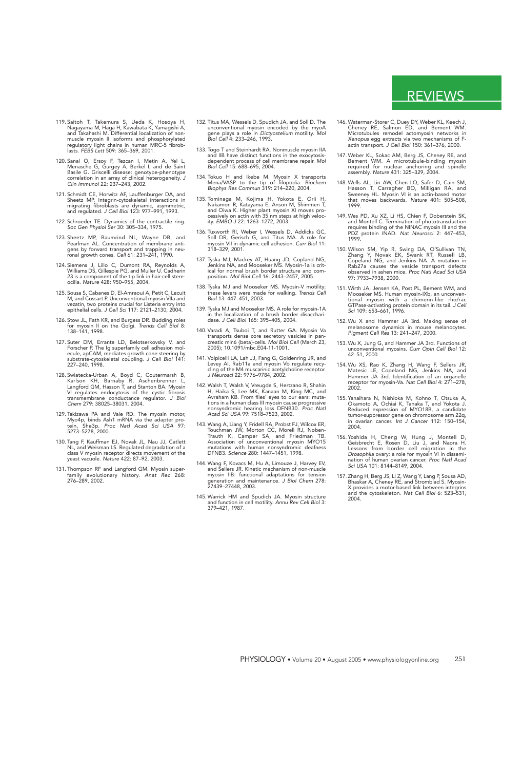119. Saitoh T, Takemura S, Ueda K, Hosoya H, Nagayama M, Haga H, Kawabata K, Yamagishi A, and Takahashi M. Differential localization of non-muscle myosin II isoforms and phosphorylated regulatory light chains in human MRC-5 fibroblasts. *FEBS Lett* 509: 365–369, 2001.

120. Sanal O, Ersoy F, Tezcan I, Metin A, Yel L, Menasche G, Gurgey A, Berkel I, and de Saint Basile G. Griscelli disease: genotype-phenotype correlation in an array of clinical heterogeneity. *J Clin Immunol* 22: 237–243, 2002.

121. Schmidt CE, Horwitz AF, Lauffenburger DA, and Sheetz MP. Integrin-cytoskeletal interactions in migrating fibroblasts are dynamic, asymmetric, and regulated. *J Cell Biol* 123: 977–991, 1993.

122. Schroeder TE. Dynamics of the contractile ring. *Soc Gen Physiol Ser* 30: 305–334, 1975.

123. Sheetz MP, Baumrind NL, Wayne DB, and Pearlman AL. Concentration of membrane antigens by forward transport and trapping in neuronal growth cones. *Cell* 61: 231–241, 1990.

124. Siemens J, Lillo C, Dumont RA, Reynolds A, Williams DS, Gillespie PG, and Muller U. Cadherin 23 is a component of the tip link in hair-cell stereocilia. *Nature* 428: 950–955, 2004.

125. Sousa S, Cabanes D, El-Amraoui A, Petit C, Lecuit M, and Cossart P. Unconventional myosin VIIa and vezatin, two proteins crucial for Listeria entry into epithelial cells. *J Cell Sci* 117: 2121–2130, 2004.

126. Stow JL, Fath KR, and Burgess DR. Budding roles for myosin II on the Golgi. *Trends Cell Biol* 8: 138–141, 1998.

127. Suter DM, Errante LD, Belotserkovsky V, and Forscher P. The Ig superfamily cell adhesion molecule, apCAM, mediates growth cone steering by substrate-cytoskeletal coupling. *J Cell Biol* 141: 227–240, 1998.

128. Swiatecka-Urban A, Boyd C, Coutermarsh B, Karlson KH, Barnaby R, Aschenbrenner L, Langford GM, Hasson T, and Stanton BA. Myosin VI regulates endocytosis of the cystic fibrosis transmembrane conductance regulator. *J Biol Chem* 279: 38025–38031, 2004.

129. Takizawa PA and Vale RD. The myosin motor, Myo4p, binds Ash1 mRNA via the adapter protein, She3p. *Proc Natl Acad Sci USA* 97: 5273–5278, 2000.

130. Tang F, Kauffman EJ, Novak JL, Nau JJ, Catlett NL, and Weisman LS. Regulated degradation of a class V myosin receptor directs movement of the yeast vacuole. *Nature* 422: 87–92, 2003.

131. Thompson RF and Langford GM. Myosin superfamily evolutionary history. *Anat Rec* 268: 276–289, 2002.

132. Titus MA, Wessels D, Spudich JA, and Soll D. The unconventional myosin encoded by the myoA gene plays a role in *Dictyostelium* motility. *Mol Biol Cell* 4: 233–246, 1993.

133. Togo T and Steinhardt RA. Nonmuscle myosin IIA and IIB have distinct functions in the exocytosis-dependent process of cell membrane repair. *Mol Biol Cell* 15: 688–695, 2004.

134. Tokuo H and Ikebe M. Myosin X transports Mena/VASP to the tip of filopodia. *Biochem Biophys Res Commun* 319: 214–220, 2004.

135. Tominaga M, Kojima H, Yokota E, Orii H, Nakamori R, Katayama E, Anson M, Shimmen T, and Oiwa K. Higher plant myosin XI moves processively on actin with 35 nm steps at high velocity. *EMBO J* 22: 1263–1272, 2003.

136. Tuxworth RI, Weber I, Wessels D, Addicks GC, Soll DR, Gerisch G, and Titus MA. A role for myosin VII in dynamic cell adhesion. *Curr Biol* 11: 318–329, 2001.

137. Tyska MJ, Mackey AT, Huang JD, Copland NG, Jenkins NA, and Mooseker MS. Myosin-1a is critical for normal brush border structure and composition. *Mol Biol Cell* 16: 2443–2457, 2005.

138. Tyska MJ and Mooseker MS. Myosin-V motility: these levers were made for walking. *Trends Cell Biol* 13: 447–451, 2003.

139. Tyska MJ and Mooseker MS. A role for myosin-1A in the localization of a brush border disaccharidase. *J Cell Biol* 165: 395–405, 2004.

140. Varadi A, Tsuboi T, and Rutter GA. Myosin Va transports dense core secretory vesicles in pancreatic min6 {beta}-cells. *Mol Biol Cell* (March 23, 2005); 10.1091/mbc.E04-11-1001.

141. Volpicelli LA, Lah JJ, Fang G, Goldenring JR, and Levey AI. Rab11a and myosin Vb regulate recycling of the M4 muscarinic acetylcholine receptor. *J Neurosci* 22: 9776–9784, 2002.

142. Walsh T, Walsh V, Vreugde S, Hertzano R, Shahin H, Haika S, Lee MK, Kanaan M, King MC, and Avraham KB. From flies' eyes to our ears: mutations in a human class III myosin cause progressive nonsyndromic hearing loss DFNB30. *Proc Natl Acad Sci USA* 99: 7518–7523, 2002.

143. Wang A, Liang Y, Fridell RA, Probst FJ, Wilcox ER, Touchman JW, Morton CC, Morell RJ, Noben-Trauth K, Camper SA, and Friedman TB. Association of unconventional myosin MYO15 mutations with human nonsyndromic deafness DFNB3. *Science* 280: 1447–1451, 1998.

144. Wang F, Kovacs M, Hu A, Limouze J, Harvey EV, and Sellers JR. Kinetic mechanism of non-muscle myosin IIB: functional adaptations for tension generation and maintenance. *J Biol Chem* 278: 27439–27448, 2003.

145. Warrick HM and Spudich JA. Myosin structure and function in cell motility. *Annu Rev Cell Biol* 3: 379–421, 1987.

146. Waterman-Storer C, Duey DY, Weber KL, Keech J, Cheney RE, Salmon ED, and Bement WM. Microtubules remodel actomyosin networks in *Xenopus* egg extracts via two mechanisms of F-actin transport. *J Cell Biol* 150: 361–376, 2000.

147. Weber KL, Sokac AM, Berg JS, Cheney RE, and Bement WM. A microtubule-binding myosin required for nuclear anchoring and spindle assembly. *Nature* 431: 325–329, 2004.

148. Wells AL, Lin AW, Chen LQ, Safer D, Cain SM, Hasson T, Carragher BO, Milligan RA, and Sweeney HL. Myosin VI is an actin-based motor that moves backwards. *Nature* 401: 505–508, 1999.

149. Wes PD, Xu XZ, Li HS, Chien F, Doberstein SK, and Montell C. Termination of phototransduction requires binding of the NINAC myosin III and the PDZ protein INAD. *Nat Neurosci* 2: 447–453, 1999.

150. Wilson SM, Yip R, Swing DA, O'Sullivan TN, Zhang Y, Novak EK, Swank RT, Russell LB, Copeland NG, and Jenkins NA. A mutation in Rab27a causes the vesicle transport defects observed in ashen mice. *Proc Natl Acad Sci USA* 97: 7933–7938, 2000.

151. Wirth JA, Jensen KA, Post PL, Bement WM, and Mooseker MS. Human myosin-IXb, an unconventional myosin with a chimerin-like rho/rac GTPase-activating protein domain in its tail. *J Cell Sci* 109: 653–661, 1996.

152. Wu X and Hammer JA 3rd. Making sense of melanosome dynamics in mouse melanocytes. *Pigment Cell Res* 13: 241–247, 2000.

153. Wu X, Jung G, and Hammer JA 3rd. Functions of unconventional myosins. *Curr Opin Cell Biol* 12: 42–51, 2000.

154. Wu XS, Rao K, Zhang H, Wang F, Sellers JR, Matesic LE, Copeland NG, Jenkins NA, and Hammer JA 3rd. Identification of an organelle receptor for myosin-Va. *Nat Cell Biol* 4: 271–278, 2002.

155. Yanaihara N, Nishioka M, Kohno T, Otsuka A, Okamoto A, Ochiai K, Tanaka T, and Yokota J. Reduced expression of MYO18B, a candidate tumor-suppressor gene on chromosome arm 22q, in ovarian cancer. *Int J Cancer* 112: 150–154, 2004.

156. Yoshida H, Cheng W, Hung J, Montell D, Geisbrecht E, Rosen D, Liu J, and Naora H. Lessons from border cell migration in the *Drosophila* ovary: a role for myosin VI in dissemination of human ovarian cancer. *Proc Natl Acad Sci USA* 101: 8144–8149, 2004.

157. Zhang H, Berg JS, Li Z, Wang Y, Lang P, Sousa AD, Bhaskar A, Cheney RE, and Stromblad S. Myosin-X provides a motor-based link between integrins and the cytoskeleton. *Nat Cell Biol* 6: 523–531, 2004.